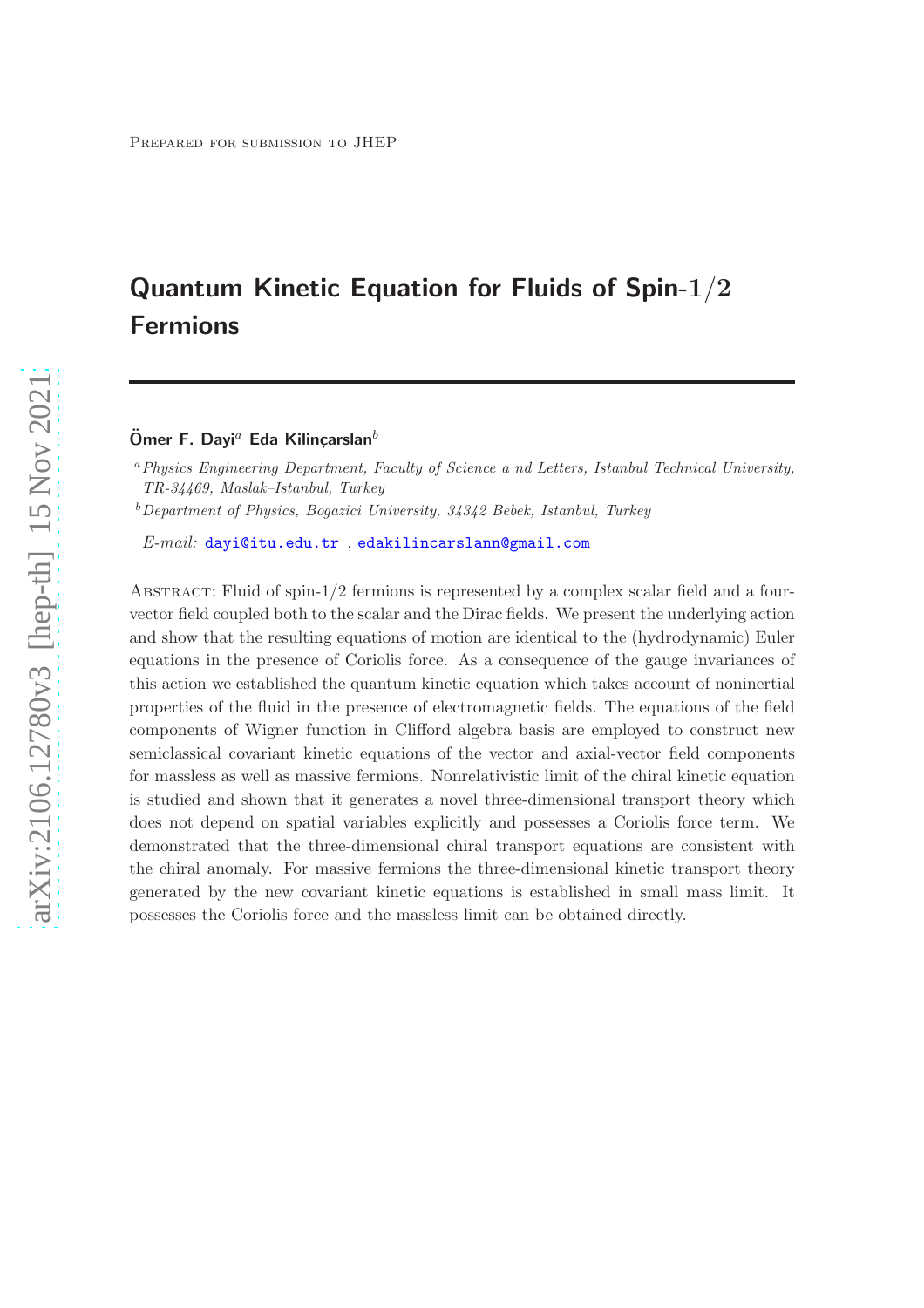Prepared for submission to JHEP

# Quantum Kinetic Equation for Fluids of Spin-$1/2$ Fermions

**Ömer F. Dayi[a] Eda Kilinçarslan[b]**

[a] *Physics Engineering Department, Faculty of Science a nd Letters, Istanbul Technical University, TR-34469, Maslak–Istanbul, Turkey*

[b] *Department of Physics, Bogazici University, 34342 Bebek, Istanbul, Turkey*

*E-mail:* dayi@itu.edu.tr , edakilincarslann@gmail.com

Abstract: Fluid of spin-$1/2$ fermions is represented by a complex scalar field and a four-vector field coupled both to the scalar and the Dirac fields. We present the underlying action and show that the resulting equations of motion are identical to the (hydrodynamic) Euler equations in the presence of Coriolis force. As a consequence of the gauge invariances of this action we established the quantum kinetic equation which takes account of noninertial properties of the fluid in the presence of electromagnetic fields. The equations of the field components of Wigner function in Clifford algebra basis are employed to construct new semiclassical covariant kinetic equations of the vector and axial-vector field components for massless as well as massive fermions. Nonrelativistic limit of the chiral kinetic equation is studied and shown that it generates a novel three-dimensional transport theory which does not depend on spatial variables explicitly and possesses a Coriolis force term. We demonstrated that the three-dimensional chiral transport equations are consistent with the chiral anomaly. For massive fermions the three-dimensional kinetic transport theory generated by the new covariant kinetic equations is established in small mass limit. It possesses the Coriolis force and the massless limit can be obtained directly.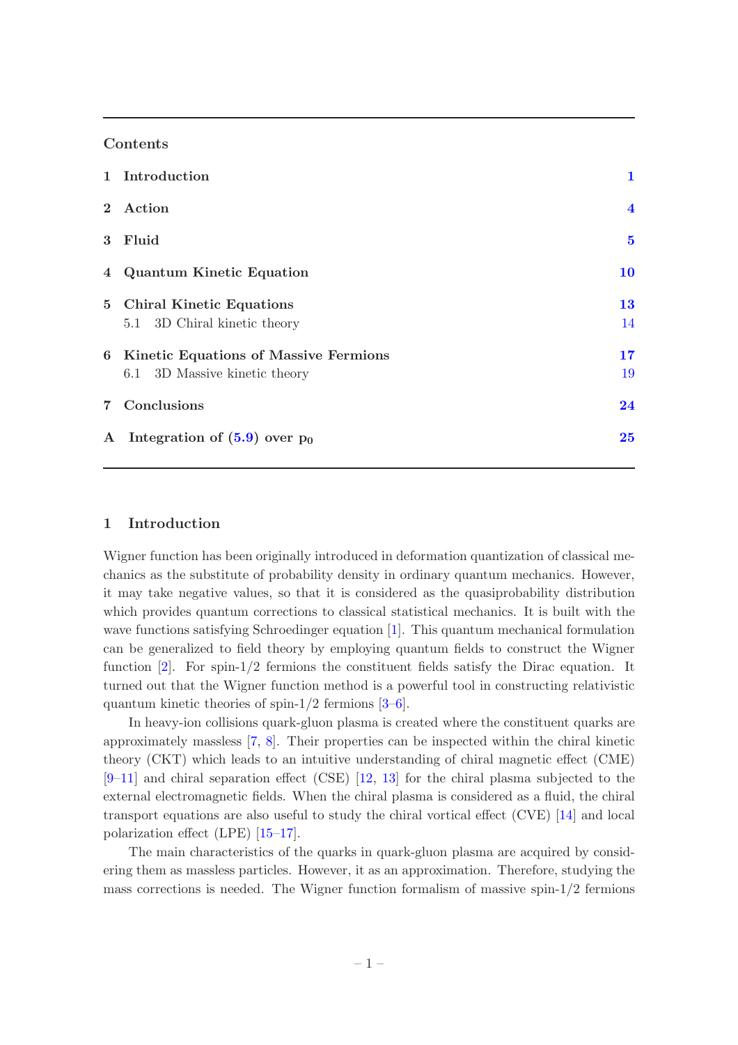## Contents

| | | |
|---|---|---|
| **1** | **Introduction** | **1** |
| **2** | **Action** | **4** |
| **3** | **Fluid** | **5** |
| **4** | **Quantum Kinetic Equation** | **10** |
| **5** | **Chiral Kinetic Equations** | **13** |
| | 5.1 3D Chiral kinetic theory | 14 |
| **6** | **Kinetic Equations of Massive Fermions** | **17** |
| | 6.1 3D Massive kinetic theory | 19 |
| **7** | **Conclusions** | **24** |
| **A** | **Integration of (5.9) over $p_0$** | **25** |

# 1 Introduction

Wigner function has been originally introduced in deformation quantization of classical mechanics as the substitute of probability density in ordinary quantum mechanics. However, it may take negative values, so that it is considered as the quasiprobability distribution which provides quantum corrections to classical statistical mechanics. It is built with the wave functions satisfying Schroedinger equation [1]. This quantum mechanical formulation can be generalized to field theory by employing quantum fields to construct the Wigner function [2]. For spin-1/2 fermions the constituent fields satisfy the Dirac equation. It turned out that the Wigner function method is a powerful tool in constructing relativistic quantum kinetic theories of spin-1/2 fermions [3–6].

In heavy-ion collisions quark-gluon plasma is created where the constituent quarks are approximately massless [7, 8]. Their properties can be inspected within the chiral kinetic theory (CKT) which leads to an intuitive understanding of chiral magnetic effect (CME) [9–11] and chiral separation effect (CSE) [12, 13] for the chiral plasma subjected to the external electromagnetic fields. When the chiral plasma is considered as a fluid, the chiral transport equations are also useful to study the chiral vortical effect (CVE) [14] and local polarization effect (LPE) [15–17].

The main characteristics of the quarks in quark-gluon plasma are acquired by considering them as massless particles. However, it as an approximation. Therefore, studying the mass corrections is needed. The Wigner function formalism of massive spin-1/2 fermions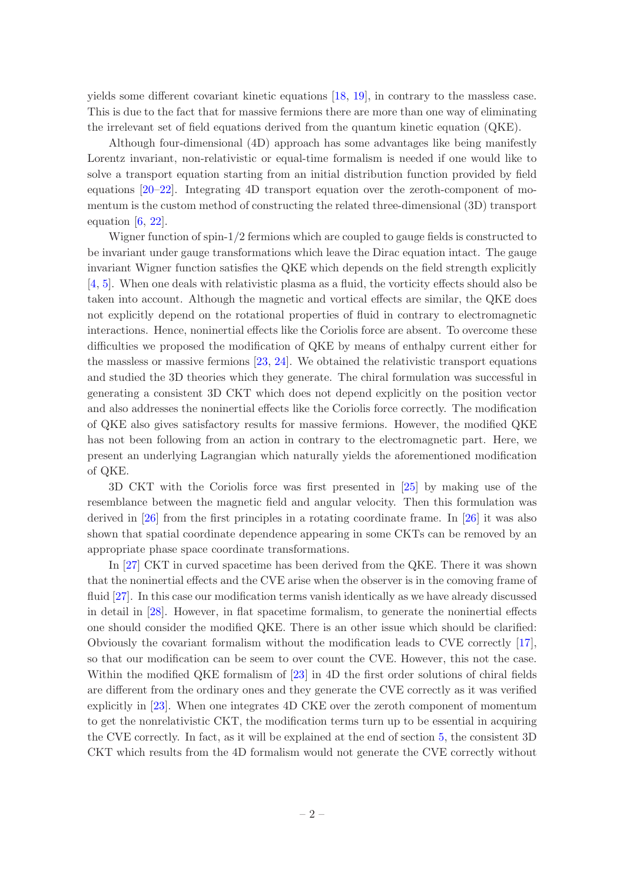yields some different covariant kinetic equations [18, 19], in contrary to the massless case. This is due to the fact that for massive fermions there are more than one way of eliminating the irrelevant set of field equations derived from the quantum kinetic equation (QKE).

Although four-dimensional (4D) approach has some advantages like being manifestly Lorentz invariant, non-relativistic or equal-time formalism is needed if one would like to solve a transport equation starting from an initial distribution function provided by field equations [20–22]. Integrating 4D transport equation over the zeroth-component of momentum is the custom method of constructing the related three-dimensional (3D) transport equation [6, 22].

Wigner function of spin-1/2 fermions which are coupled to gauge fields is constructed to be invariant under gauge transformations which leave the Dirac equation intact. The gauge invariant Wigner function satisfies the QKE which depends on the field strength explicitly [4, 5]. When one deals with relativistic plasma as a fluid, the vorticity effects should also be taken into account. Although the magnetic and vortical effects are similar, the QKE does not explicitly depend on the rotational properties of fluid in contrary to electromagnetic interactions. Hence, noninertial effects like the Coriolis force are absent. To overcome these difficulties we proposed the modification of QKE by means of enthalpy current either for the massless or massive fermions [23, 24]. We obtained the relativistic transport equations and studied the 3D theories which they generate. The chiral formulation was successful in generating a consistent 3D CKT which does not depend explicitly on the position vector and also addresses the noninertial effects like the Coriolis force correctly. The modification of QKE also gives satisfactory results for massive fermions. However, the modified QKE has not been following from an action in contrary to the electromagnetic part. Here, we present an underlying Lagrangian which naturally yields the aforementioned modification of QKE.

3D CKT with the Coriolis force was first presented in [25] by making use of the resemblance between the magnetic field and angular velocity. Then this formulation was derived in [26] from the first principles in a rotating coordinate frame. In [26] it was also shown that spatial coordinate dependence appearing in some CKTs can be removed by an appropriate phase space coordinate transformations.

In [27] CKT in curved spacetime has been derived from the QKE. There it was shown that the noninertial effects and the CVE arise when the observer is in the comoving frame of fluid [27]. In this case our modification terms vanish identically as we have already discussed in detail in [28]. However, in flat spacetime formalism, to generate the noninertial effects one should consider the modified QKE. There is an other issue which should be clarified: Obviously the covariant formalism without the modification leads to CVE correctly [17], so that our modification can be seem to over count the CVE. However, this not the case. Within the modified QKE formalism of [23] in 4D the first order solutions of chiral fields are different from the ordinary ones and they generate the CVE correctly as it was verified explicitly in [23]. When one integrates 4D CKE over the zeroth component of momentum to get the nonrelativistic CKT, the modification terms turn up to be essential in acquiring the CVE correctly. In fact, as it will be explained at the end of section 5, the consistent 3D CKT which results from the 4D formalism would not generate the CVE correctly without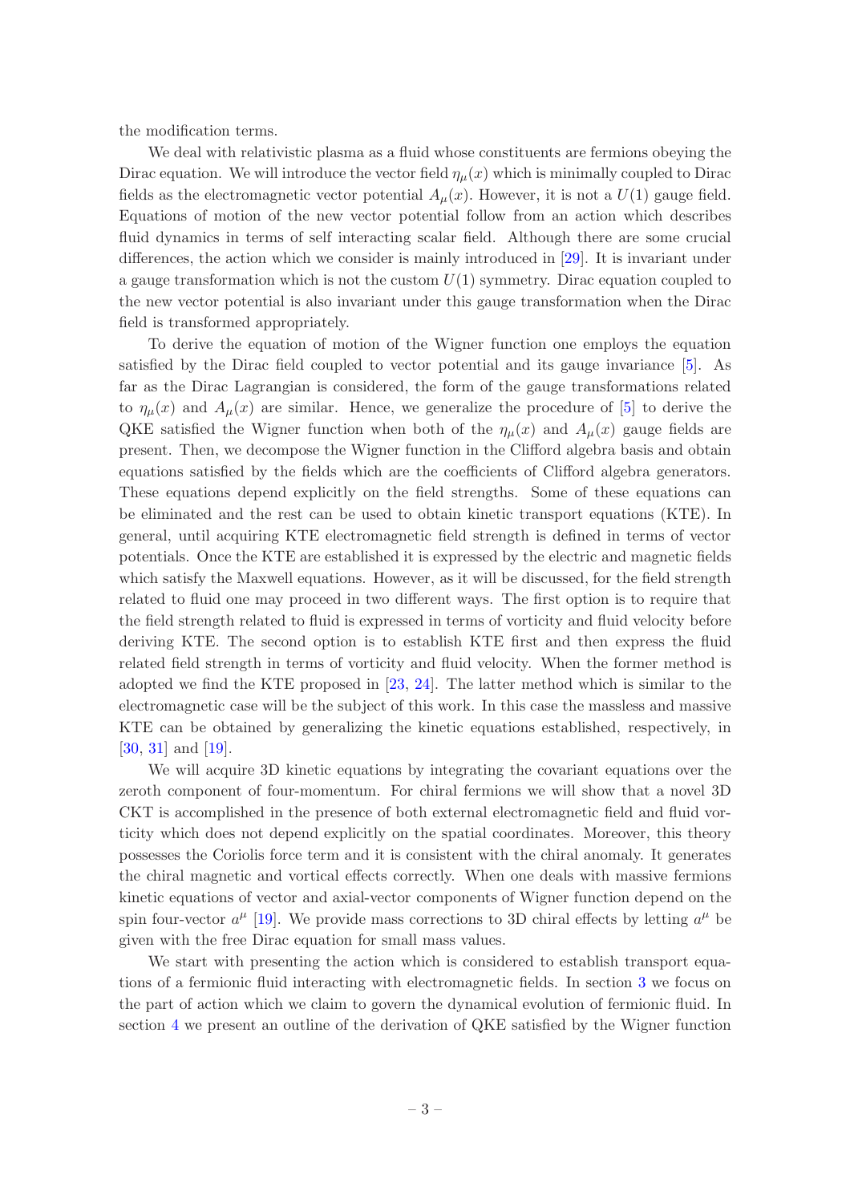the modification terms.

We deal with relativistic plasma as a fluid whose constituents are fermions obeying the Dirac equation. We will introduce the vector field $\eta_\mu(x)$ which is minimally coupled to Dirac fields as the electromagnetic vector potential $A_\mu(x)$. However, it is not a $U(1)$ gauge field. Equations of motion of the new vector potential follow from an action which describes fluid dynamics in terms of self interacting scalar field. Although there are some crucial differences, the action which we consider is mainly introduced in [29]. It is invariant under a gauge transformation which is not the custom $U(1)$ symmetry. Dirac equation coupled to the new vector potential is also invariant under this gauge transformation when the Dirac field is transformed appropriately.

To derive the equation of motion of the Wigner function one employs the equation satisfied by the Dirac field coupled to vector potential and its gauge invariance [5]. As far as the Dirac Lagrangian is considered, the form of the gauge transformations related to $\eta_\mu(x)$ and $A_\mu(x)$ are similar. Hence, we generalize the procedure of [5] to derive the QKE satisfied the Wigner function when both of the $\eta_\mu(x)$ and $A_\mu(x)$ gauge fields are present. Then, we decompose the Wigner function in the Clifford algebra basis and obtain equations satisfied by the fields which are the coefficients of Clifford algebra generators. These equations depend explicitly on the field strengths. Some of these equations can be eliminated and the rest can be used to obtain kinetic transport equations (KTE). In general, until acquiring KTE electromagnetic field strength is defined in terms of vector potentials. Once the KTE are established it is expressed by the electric and magnetic fields which satisfy the Maxwell equations. However, as it will be discussed, for the field strength related to fluid one may proceed in two different ways. The first option is to require that the field strength related to fluid is expressed in terms of vorticity and fluid velocity before deriving KTE. The second option is to establish KTE first and then express the fluid related field strength in terms of vorticity and fluid velocity. When the former method is adopted we find the KTE proposed in [23, 24]. The latter method which is similar to the electromagnetic case will be the subject of this work. In this case the massless and massive KTE can be obtained by generalizing the kinetic equations established, respectively, in [30, 31] and [19].

We will acquire 3D kinetic equations by integrating the covariant equations over the zeroth component of four-momentum. For chiral fermions we will show that a novel 3D CKT is accomplished in the presence of both external electromagnetic field and fluid vorticity which does not depend explicitly on the spatial coordinates. Moreover, this theory possesses the Coriolis force term and it is consistent with the chiral anomaly. It generates the chiral magnetic and vortical effects correctly. When one deals with massive fermions kinetic equations of vector and axial-vector components of Wigner function depend on the spin four-vector $a^\mu$ [19]. We provide mass corrections to 3D chiral effects by letting $a^\mu$ be given with the free Dirac equation for small mass values.

We start with presenting the action which is considered to establish transport equations of a fermionic fluid interacting with electromagnetic fields. In section 3 we focus on the part of action which we claim to govern the dynamical evolution of fermionic fluid. In section 4 we present an outline of the derivation of QKE satisfied by the Wigner function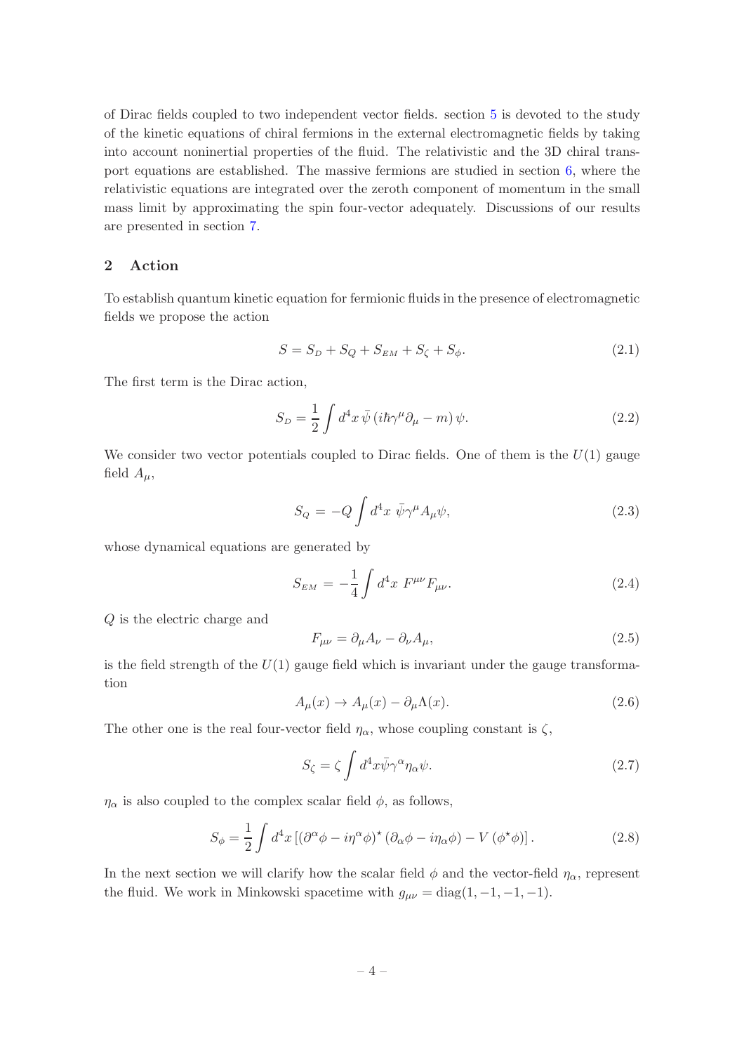of Dirac fields coupled to two independent vector fields. section 5 is devoted to the study of the kinetic equations of chiral fermions in the external electromagnetic fields by taking into account noninertial properties of the fluid. The relativistic and the 3D chiral transport equations are established. The massive fermions are studied in section 6, where the relativistic equations are integrated over the zeroth component of momentum in the small mass limit by approximating the spin four-vector adequately. Discussions of our results are presented in section 7.

## 2 Action

To establish quantum kinetic equation for fermionic fluids in the presence of electromagnetic fields we propose the action

$$S = S_D + S_Q + S_{EM} + S_\zeta + S_\phi. \tag{2.1}$$

The first term is the Dirac action,

$$S_D = \frac{1}{2} \int d^4x \, \bar{\psi} \left( i\hbar\gamma^\mu \partial_\mu - m \right) \psi. \tag{2.2}$$

We consider two vector potentials coupled to Dirac fields. One of them is the $U(1)$ gauge field $A_\mu$,

$$S_Q = -Q \int d^4x \; \bar{\psi}\gamma^\mu A_\mu \psi, \tag{2.3}$$

whose dynamical equations are generated by

$$S_{EM} = -\frac{1}{4} \int d^4x \; F^{\mu\nu} F_{\mu\nu}. \tag{2.4}$$

$Q$ is the electric charge and

$$F_{\mu\nu} = \partial_\mu A_\nu - \partial_\nu A_\mu, \tag{2.5}$$

is the field strength of the $U(1)$ gauge field which is invariant under the gauge transformation

$$A_\mu(x) \to A_\mu(x) - \partial_\mu \Lambda(x). \tag{2.6}$$

The other one is the real four-vector field $\eta_\alpha$, whose coupling constant is $\zeta$,

$$S_\zeta = \zeta \int d^4x \bar{\psi}\gamma^\alpha \eta_\alpha \psi. \tag{2.7}$$

$\eta_\alpha$ is also coupled to the complex scalar field $\phi$, as follows,

$$S_\phi = \frac{1}{2} \int d^4x \left[ \left( \partial^\alpha \phi - i\eta^\alpha \phi \right)^\star \left( \partial_\alpha \phi - i\eta_\alpha \phi \right) - V\left( \phi^\star \phi \right) \right]. \tag{2.8}$$

In the next section we will clarify how the scalar field $\phi$ and the vector-field $\eta_\alpha$, represent the fluid. We work in Minkowski spacetime with $g_{\mu\nu} = \text{diag}(1, -1, -1, -1)$.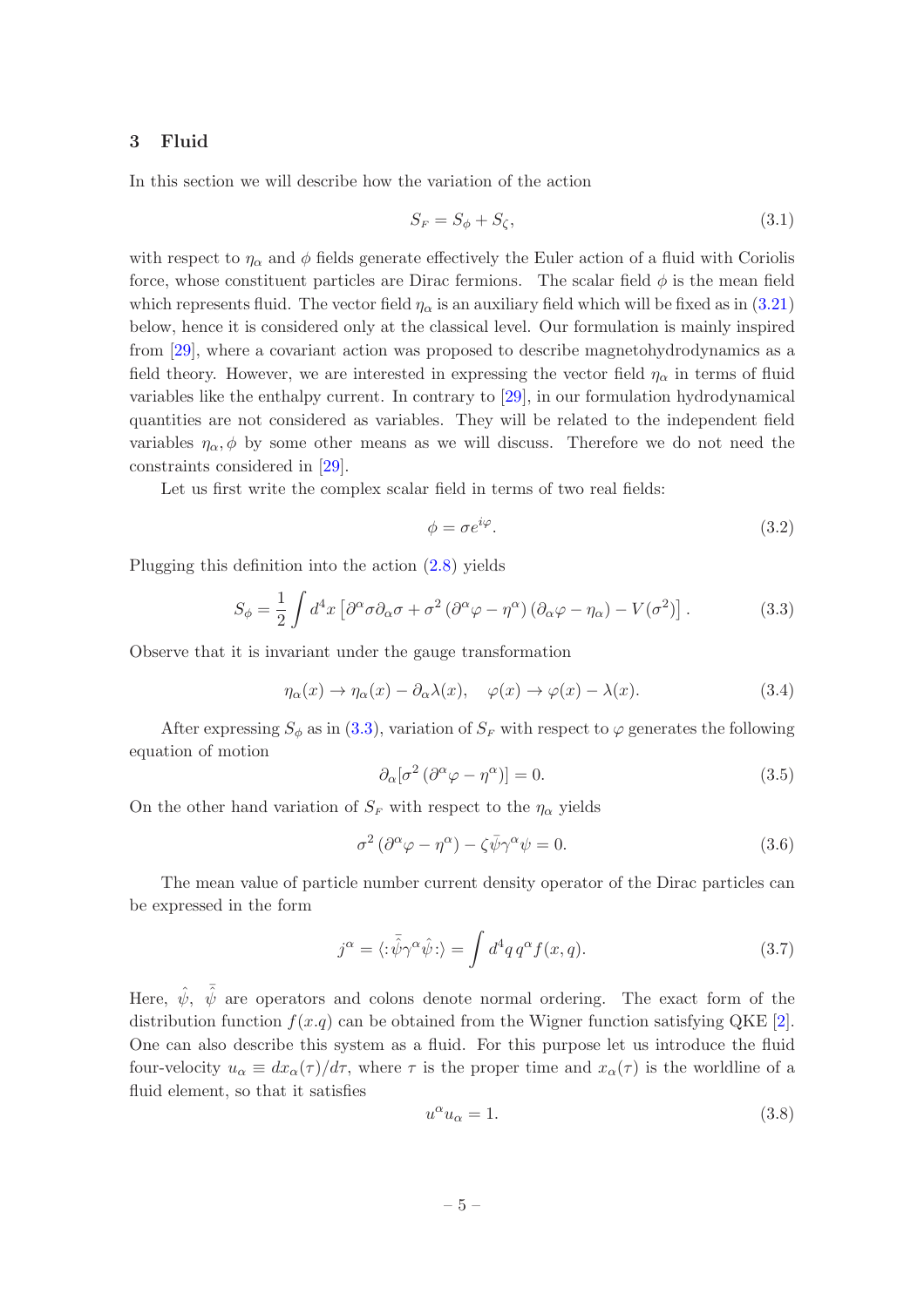## 3 Fluid

In this section we will describe how the variation of the action

$$S_F = S_\phi + S_\zeta, \tag{3.1}$$

with respect to $\eta_\alpha$ and $\phi$ fields generate effectively the Euler action of a fluid with Coriolis force, whose constituent particles are Dirac fermions. The scalar field $\phi$ is the mean field which represents fluid. The vector field $\eta_\alpha$ is an auxiliary field which will be fixed as in (3.21) below, hence it is considered only at the classical level. Our formulation is mainly inspired from [29], where a covariant action was proposed to describe magnetohydrodynamics as a field theory. However, we are interested in expressing the vector field $\eta_\alpha$ in terms of fluid variables like the enthalpy current. In contrary to [29], in our formulation hydrodynamical quantities are not considered as variables. They will be related to the independent field variables $\eta_\alpha, \phi$ by some other means as we will discuss. Therefore we do not need the constraints considered in [29].

Let us first write the complex scalar field in terms of two real fields:

$$\phi = \sigma e^{i\varphi}. \tag{3.2}$$

Plugging this definition into the action (2.8) yields

$$S_\phi = \frac{1}{2}\int d^4x \left[\partial^\alpha\sigma\partial_\alpha\sigma + \sigma^2\left(\partial^\alpha\varphi - \eta^\alpha\right)\left(\partial_\alpha\varphi - \eta_\alpha\right) - V(\sigma^2)\right]. \tag{3.3}$$

Observe that it is invariant under the gauge transformation

$$\eta_\alpha(x) \to \eta_\alpha(x) - \partial_\alpha\lambda(x), \quad \varphi(x) \to \varphi(x) - \lambda(x). \tag{3.4}$$

After expressing $S_\phi$ as in (3.3), variation of $S_F$ with respect to $\varphi$ generates the following equation of motion

$$\partial_\alpha[\sigma^2\left(\partial^\alpha\varphi - \eta^\alpha\right)] = 0. \tag{3.5}$$

On the other hand variation of $S_F$ with respect to the $\eta_\alpha$ yields

$$\sigma^2\left(\partial^\alpha\varphi - \eta^\alpha\right) - \zeta\bar{\psi}\gamma^\alpha\psi = 0. \tag{3.6}$$

The mean value of particle number current density operator of the Dirac particles can be expressed in the form

$$j^\alpha = \langle:\bar{\hat{\psi}}\gamma^\alpha\hat{\psi}:\rangle = \int d^4q\, q^\alpha f(x,q). \tag{3.7}$$

Here, $\hat{\psi},\ \bar{\hat{\psi}}$ are operators and colons denote normal ordering. The exact form of the distribution function $f(x.q)$ can be obtained from the Wigner function satisfying QKE [2]. One can also describe this system as a fluid. For this purpose let us introduce the fluid four-velocity $u_\alpha \equiv dx_\alpha(\tau)/d\tau$, where $\tau$ is the proper time and $x_\alpha(\tau)$ is the worldline of a fluid element, so that it satisfies

$$u^\alpha u_\alpha = 1. \tag{3.8}$$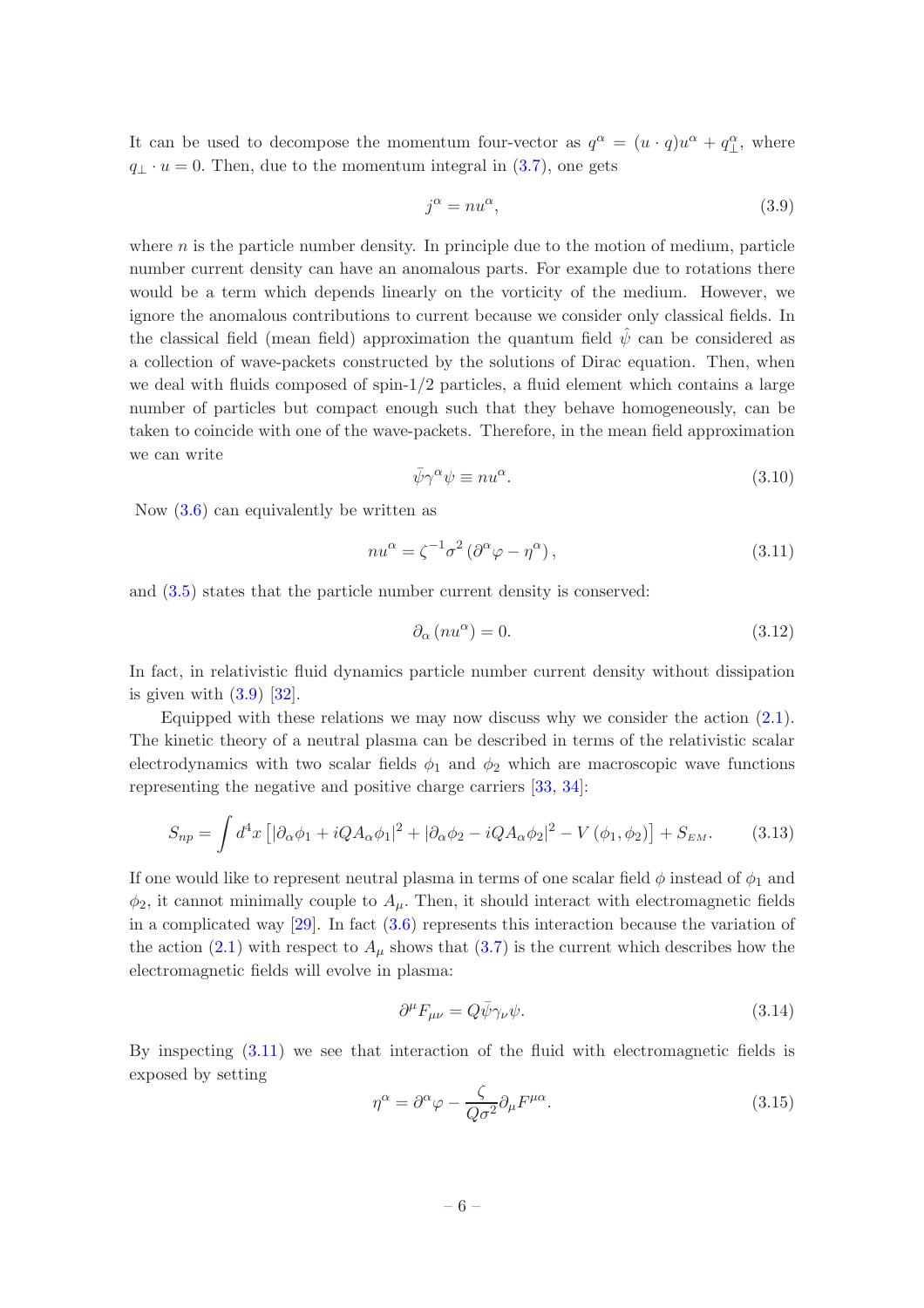It can be used to decompose the momentum four-vector as $q^\alpha = (u \cdot q)u^\alpha + q_\perp^\alpha$, where $q_\perp \cdot u = 0$. Then, due to the momentum integral in (3.7), one gets

$$j^\alpha = n u^\alpha, \tag{3.9}$$

where $n$ is the particle number density. In principle due to the motion of medium, particle number current density can have an anomalous parts. For example due to rotations there would be a term which depends linearly on the vorticity of the medium. However, we ignore the anomalous contributions to current because we consider only classical fields. In the classical field (mean field) approximation the quantum field $\hat{\psi}$ can be considered as a collection of wave-packets constructed by the solutions of Dirac equation. Then, when we deal with fluids composed of spin-1/2 particles, a fluid element which contains a large number of particles but compact enough such that they behave homogeneously, can be taken to coincide with one of the wave-packets. Therefore, in the mean field approximation we can write

$$\bar{\psi}\gamma^\alpha \psi \equiv n u^\alpha. \tag{3.10}$$

Now (3.6) can equivalently be written as

$$n u^\alpha = \zeta^{-1}\sigma^2 \left(\partial^\alpha \varphi - \eta^\alpha\right), \tag{3.11}$$

and (3.5) states that the particle number current density is conserved:

$$\partial_\alpha \left(n u^\alpha\right) = 0. \tag{3.12}$$

In fact, in relativistic fluid dynamics particle number current density without dissipation is given with (3.9) [32].

Equipped with these relations we may now discuss why we consider the action (2.1). The kinetic theory of a neutral plasma can be described in terms of the relativistic scalar electrodynamics with two scalar fields $\phi_1$ and $\phi_2$ which are macroscopic wave functions representing the negative and positive charge carriers [33, 34]:

$$S_{np} = \int d^4x \left[ |\partial_\alpha \phi_1 + iQA_\alpha \phi_1|^2 + |\partial_\alpha \phi_2 - iQA_\alpha \phi_2|^2 - V\left(\phi_1, \phi_2\right)\right] + S_{EM}. \tag{3.13}$$

If one would like to represent neutral plasma in terms of one scalar field $\phi$ instead of $\phi_1$ and $\phi_2$, it cannot minimally couple to $A_\mu$. Then, it should interact with electromagnetic fields in a complicated way [29]. In fact (3.6) represents this interaction because the variation of the action (2.1) with respect to $A_\mu$ shows that (3.7) is the current which describes how the electromagnetic fields will evolve in plasma:

$$\partial^\mu F_{\mu\nu} = Q\bar{\psi}\gamma_\nu \psi. \tag{3.14}$$

By inspecting (3.11) we see that interaction of the fluid with electromagnetic fields is exposed by setting

$$\eta^\alpha = \partial^\alpha \varphi - \frac{\zeta}{Q\sigma^2}\partial_\mu F^{\mu\alpha}. \tag{3.15}$$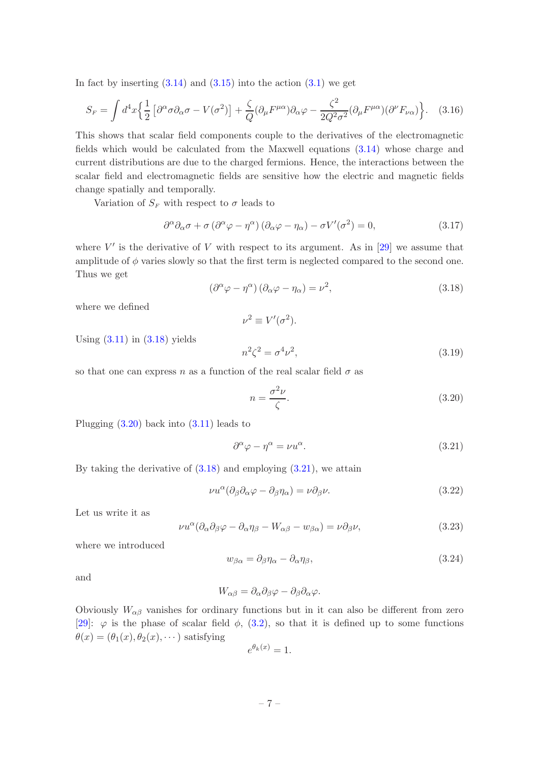In fact by inserting (3.14) and (3.15) into the action (3.1) we get

$$S_F = \int d^4x \Big\{ \frac{1}{2} \left[ \partial^\alpha \sigma \partial_\alpha \sigma - V(\sigma^2) \right] + \frac{\zeta}{Q} (\partial_\mu F^{\mu\alpha}) \partial_\alpha \varphi - \frac{\zeta^2}{2Q^2\sigma^2} (\partial_\mu F^{\mu\alpha})(\partial^\nu F_{\nu\alpha}) \Big\}. \quad (3.16)$$

This shows that scalar field components couple to the derivatives of the electromagnetic fields which would be calculated from the Maxwell equations (3.14) whose charge and current distributions are due to the charged fermions. Hence, the interactions between the scalar field and electromagnetic fields are sensitive how the electric and magnetic fields change spatially and temporally.

Variation of $S_F$ with respect to $\sigma$ leads to

$$\partial^\alpha \partial_\alpha \sigma + \sigma \left( \partial^\alpha \varphi - \eta^\alpha \right) \left( \partial_\alpha \varphi - \eta_\alpha \right) - \sigma V'(\sigma^2) = 0, \quad (3.17)$$

where $V'$ is the derivative of $V$ with respect to its argument. As in [29] we assume that amplitude of $\phi$ varies slowly so that the first term is neglected compared to the second one. Thus we get

$$\left( \partial^\alpha \varphi - \eta^\alpha \right) \left( \partial_\alpha \varphi - \eta_\alpha \right) = \nu^2, \quad (3.18)$$

where we defined

$$\nu^2 \equiv V'(\sigma^2).$$

Using (3.11) in (3.18) yields

$$n^2 \zeta^2 = \sigma^4 \nu^2, \quad (3.19)$$

so that one can express $n$ as a function of the real scalar field $\sigma$ as

$$n = \frac{\sigma^2 \nu}{\zeta}. \quad (3.20)$$

Plugging (3.20) back into (3.11) leads to

$$\partial^\alpha \varphi - \eta^\alpha = \nu u^\alpha. \quad (3.21)$$

By taking the derivative of (3.18) and employing (3.21), we attain

$$\nu u^\alpha (\partial_\beta \partial_\alpha \varphi - \partial_\beta \eta_\alpha) = \nu \partial_\beta \nu. \quad (3.22)$$

Let us write it as

$$\nu u^\alpha (\partial_\alpha \partial_\beta \varphi - \partial_\alpha \eta_\beta - W_{\alpha\beta} - w_{\beta\alpha}) = \nu \partial_\beta \nu, \quad (3.23)$$

where we introduced

$$w_{\beta\alpha} = \partial_\beta \eta_\alpha - \partial_\alpha \eta_\beta, \quad (3.24)$$

and

$$W_{\alpha\beta} = \partial_\alpha \partial_\beta \varphi - \partial_\beta \partial_\alpha \varphi.$$

Obviously $W_{\alpha\beta}$ vanishes for ordinary functions but in it can also be different from zero [29]: $\varphi$ is the phase of scalar field $\phi$, (3.2), so that it is defined up to some functions $\theta(x) = (\theta_1(x), \theta_2(x), \cdots)$ satisfying

$$e^{\theta_k(x)} = 1.$$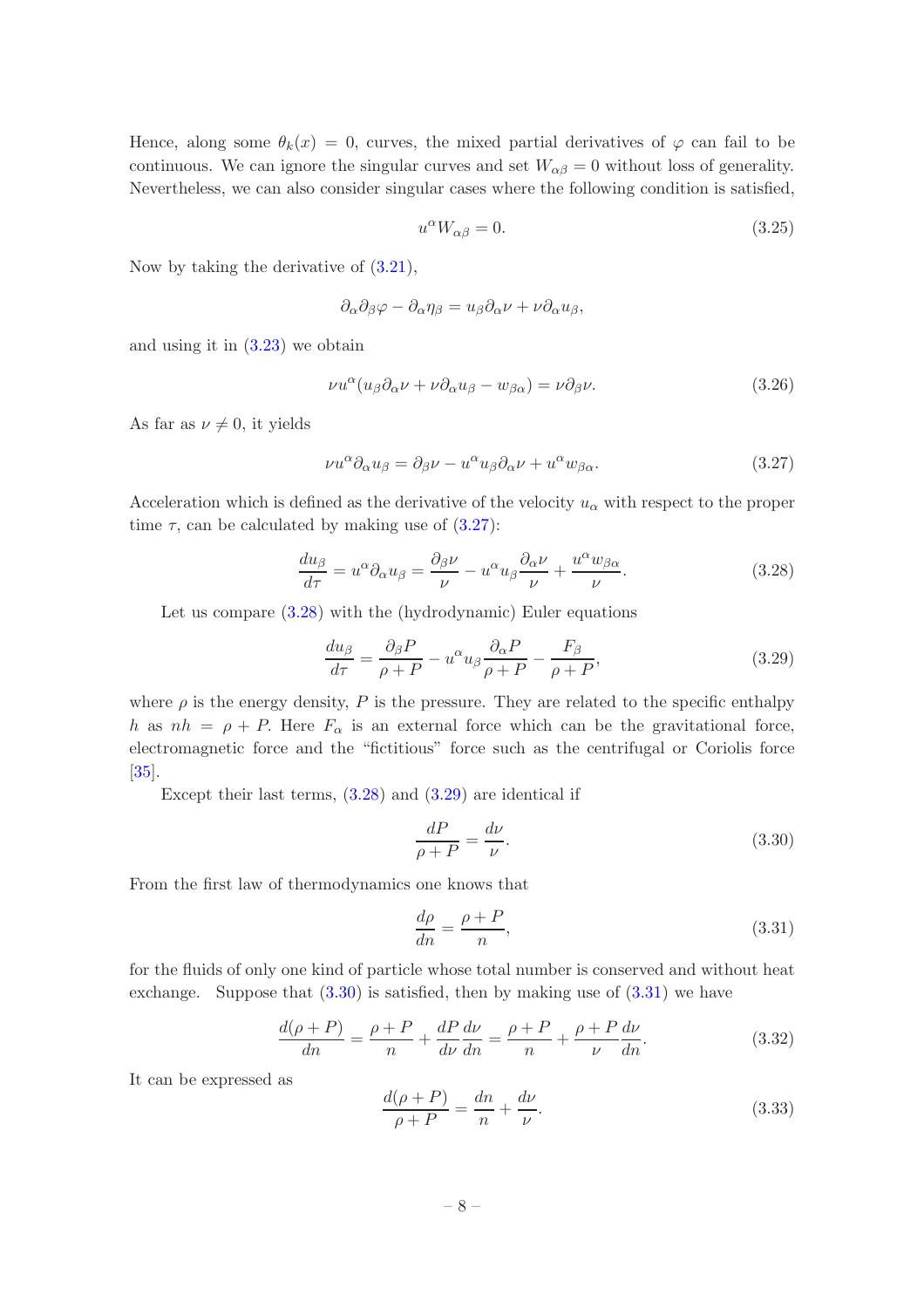Hence, along some $\theta_k(x) = 0$, curves, the mixed partial derivatives of $\varphi$ can fail to be continuous. We can ignore the singular curves and set $W_{\alpha\beta} = 0$ without loss of generality. Nevertheless, we can also consider singular cases where the following condition is satisfied,

$$u^\alpha W_{\alpha\beta} = 0. \tag{3.25}$$

Now by taking the derivative of (3.21),

$$\partial_\alpha \partial_\beta \varphi - \partial_\alpha \eta_\beta = u_\beta \partial_\alpha \nu + \nu \partial_\alpha u_\beta,$$

and using it in (3.23) we obtain

$$\nu u^\alpha (u_\beta \partial_\alpha \nu + \nu \partial_\alpha u_\beta - w_{\beta\alpha}) = \nu \partial_\beta \nu. \tag{3.26}$$

As far as $\nu \neq 0$, it yields

$$\nu u^\alpha \partial_\alpha u_\beta = \partial_\beta \nu - u^\alpha u_\beta \partial_\alpha \nu + u^\alpha w_{\beta\alpha}. \tag{3.27}$$

Acceleration which is defined as the derivative of the velocity $u_\alpha$ with respect to the proper time $\tau$, can be calculated by making use of (3.27):

$$\frac{du_\beta}{d\tau} = u^\alpha \partial_\alpha u_\beta = \frac{\partial_\beta \nu}{\nu} - u^\alpha u_\beta \frac{\partial_\alpha \nu}{\nu} + \frac{u^\alpha w_{\beta\alpha}}{\nu}. \tag{3.28}$$

Let us compare (3.28) with the (hydrodynamic) Euler equations

$$\frac{du_\beta}{d\tau} = \frac{\partial_\beta P}{\rho + P} - u^\alpha u_\beta \frac{\partial_\alpha P}{\rho + P} - \frac{F_\beta}{\rho + P}, \tag{3.29}$$

where $\rho$ is the energy density, $P$ is the pressure. They are related to the specific enthalpy $h$ as $nh = \rho + P$. Here $F_\alpha$ is an external force which can be the gravitational force, electromagnetic force and the "fictitious" force such as the centrifugal or Coriolis force [35].

Except their last terms, (3.28) and (3.29) are identical if

$$\frac{dP}{\rho + P} = \frac{d\nu}{\nu}. \tag{3.30}$$

From the first law of thermodynamics one knows that

$$\frac{d\rho}{dn} = \frac{\rho + P}{n}, \tag{3.31}$$

for the fluids of only one kind of particle whose total number is conserved and without heat exchange. Suppose that (3.30) is satisfied, then by making use of (3.31) we have

$$\frac{d(\rho + P)}{dn} = \frac{\rho + P}{n} + \frac{dP}{d\nu}\frac{d\nu}{dn} = \frac{\rho + P}{n} + \frac{\rho + P}{\nu}\frac{d\nu}{dn}. \tag{3.32}$$

It can be expressed as

$$\frac{d(\rho + P)}{\rho + P} = \frac{dn}{n} + \frac{d\nu}{\nu}. \tag{3.33}$$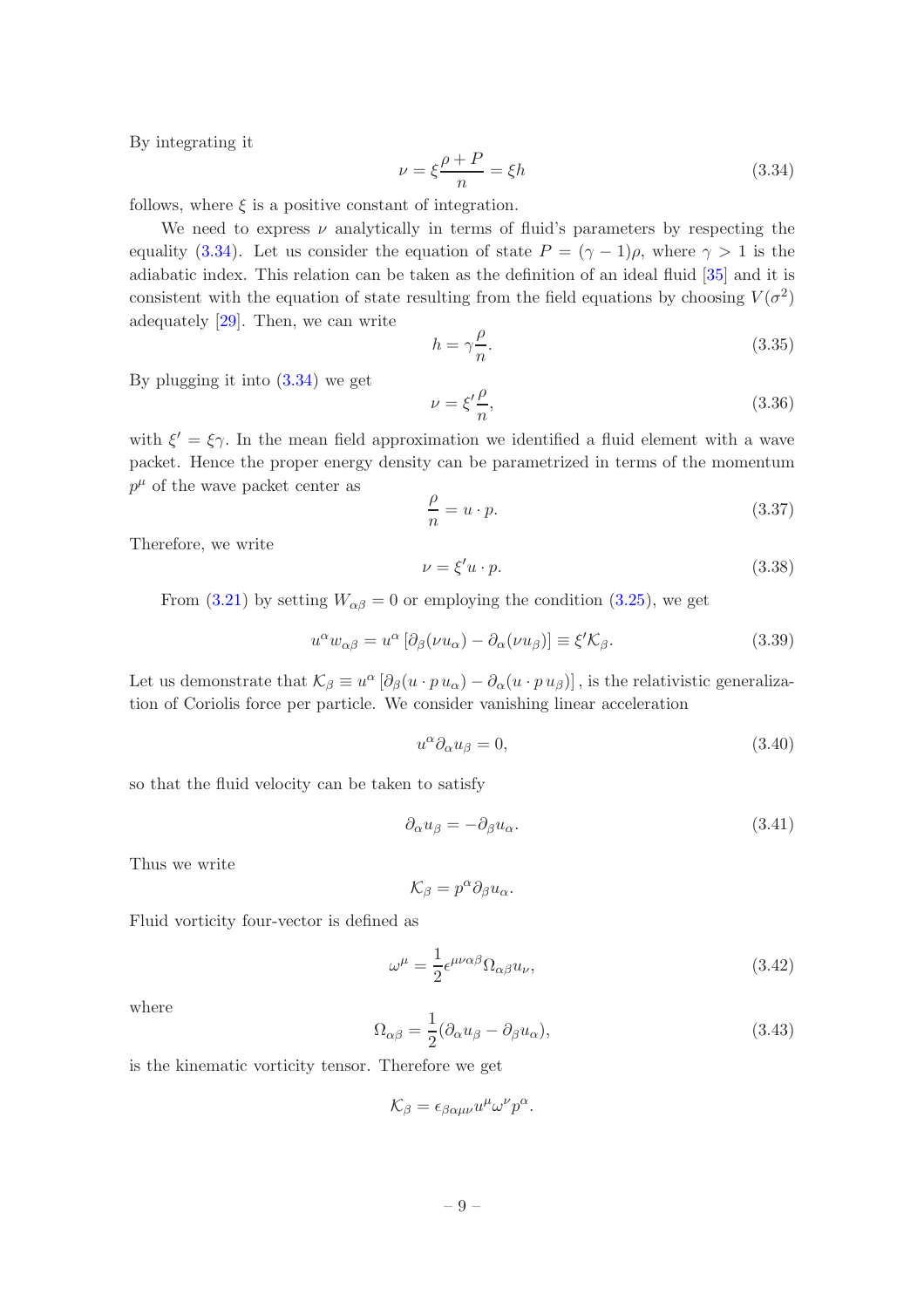By integrating it

$$\nu = \xi \frac{\rho + P}{n} = \xi h \tag{3.34}$$

follows, where $\xi$ is a positive constant of integration.

We need to express $\nu$ analytically in terms of fluid's parameters by respecting the equality (3.34). Let us consider the equation of state $P = (\gamma - 1)\rho$, where $\gamma > 1$ is the adiabatic index. This relation can be taken as the definition of an ideal fluid [35] and it is consistent with the equation of state resulting from the field equations by choosing $V(\sigma^2)$ adequately [29]. Then, we can write

$$h = \gamma \frac{\rho}{n}. \tag{3.35}$$

By plugging it into (3.34) we get

$$\nu = \xi' \frac{\rho}{n}, \tag{3.36}$$

with $\xi' = \xi\gamma$. In the mean field approximation we identified a fluid element with a wave packet. Hence the proper energy density can be parametrized in terms of the momentum $p^\mu$ of the wave packet center as

$$\frac{\rho}{n} = u \cdot p. \tag{3.37}$$

Therefore, we write

$$\nu = \xi' u \cdot p. \tag{3.38}$$

From (3.21) by setting $W_{\alpha\beta} = 0$ or employing the condition (3.25), we get

$$u^\alpha w_{\alpha\beta} = u^\alpha \left[\partial_\beta(\nu u_\alpha) - \partial_\alpha(\nu u_\beta)\right] \equiv \xi' \mathcal{K}_\beta. \tag{3.39}$$

Let us demonstrate that $\mathcal{K}_\beta \equiv u^\alpha \left[\partial_\beta(u \cdot p\, u_\alpha) - \partial_\alpha(u \cdot p\, u_\beta)\right]$, is the relativistic generalization of Coriolis force per particle. We consider vanishing linear acceleration

$$u^\alpha \partial_\alpha u_\beta = 0, \tag{3.40}$$

so that the fluid velocity can be taken to satisfy

$$\partial_\alpha u_\beta = -\partial_\beta u_\alpha. \tag{3.41}$$

Thus we write

$$\mathcal{K}_\beta = p^\alpha \partial_\beta u_\alpha.$$

Fluid vorticity four-vector is defined as

$$\omega^\mu = \frac{1}{2}\epsilon^{\mu\nu\alpha\beta}\Omega_{\alpha\beta}u_\nu, \tag{3.42}$$

where

$$\Omega_{\alpha\beta} = \frac{1}{2}(\partial_\alpha u_\beta - \partial_\beta u_\alpha), \tag{3.43}$$

is the kinematic vorticity tensor. Therefore we get

$$\mathcal{K}_\beta = \epsilon_{\beta\alpha\mu\nu} u^\mu \omega^\nu p^\alpha.$$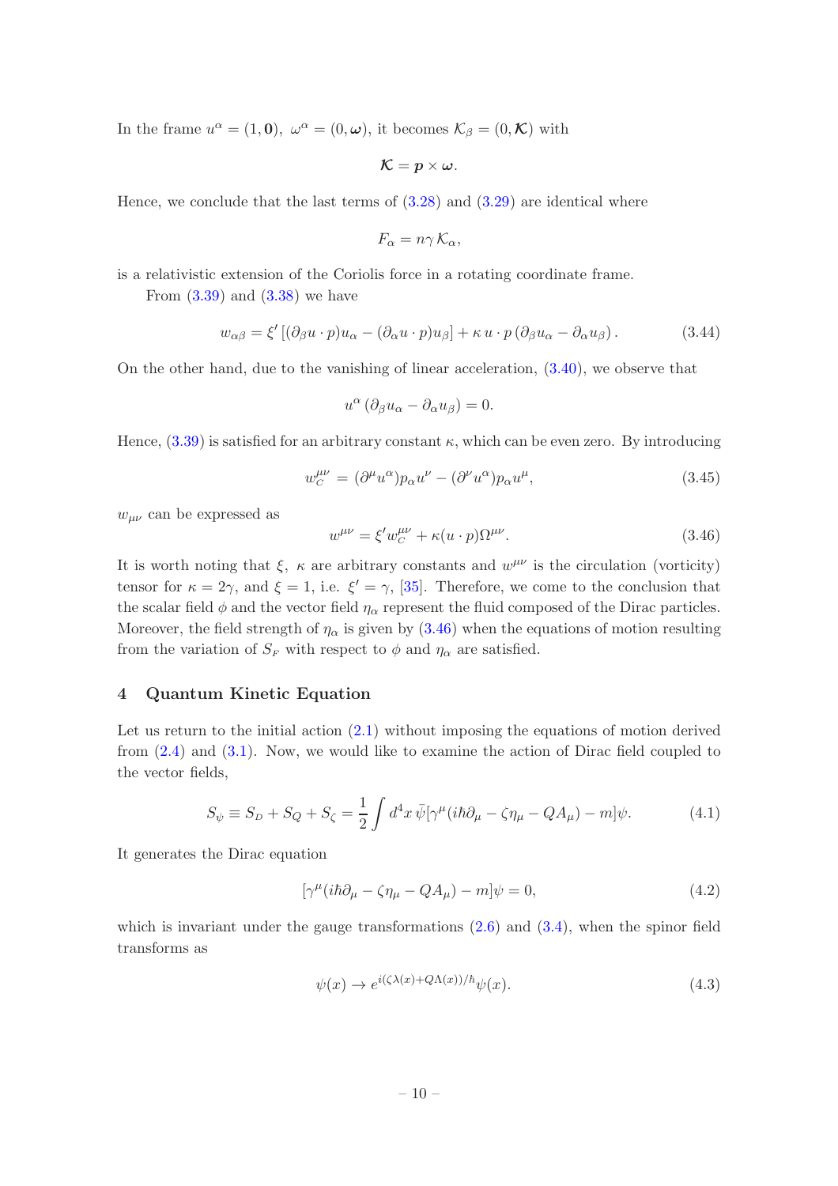In the frame $u^\alpha = (1, \mathbf{0}),\ \omega^\alpha = (0, \boldsymbol{\omega})$, it becomes $\mathcal{K}_\beta = (0, \boldsymbol{\mathcal{K}})$ with

$$\boldsymbol{\mathcal{K}} = \boldsymbol{p} \times \boldsymbol{\omega}.$$

Hence, we conclude that the last terms of (3.28) and (3.29) are identical where

$$F_\alpha = n\gamma\, \mathcal{K}_\alpha,$$

is a relativistic extension of the Coriolis force in a rotating coordinate frame.

From (3.39) and (3.38) we have

$$w_{\alpha\beta} = \xi' \left[ (\partial_\beta u \cdot p) u_\alpha - (\partial_\alpha u \cdot p) u_\beta \right] + \kappa\, u \cdot p \left( \partial_\beta u_\alpha - \partial_\alpha u_\beta \right). \tag{3.44}$$

On the other hand, due to the vanishing of linear acceleration, (3.40), we observe that

$$u^\alpha \left( \partial_\beta u_\alpha - \partial_\alpha u_\beta \right) = 0.$$

Hence, (3.39) is satisfied for an arbitrary constant $\kappa$, which can be even zero. By introducing

$$w_C^{\mu\nu} = (\partial^\mu u^\alpha) p_\alpha u^\nu - (\partial^\nu u^\alpha) p_\alpha u^\mu, \tag{3.45}$$

$w_{\mu\nu}$ can be expressed as

$$w^{\mu\nu} = \xi' w_C^{\mu\nu} + \kappa (u \cdot p) \Omega^{\mu\nu}. \tag{3.46}$$

It is worth noting that $\xi,\ \kappa$ are arbitrary constants and $w^{\mu\nu}$ is the circulation (vorticity) tensor for $\kappa = 2\gamma$, and $\xi = 1$, i.e. $\xi' = \gamma$, [35]. Therefore, we come to the conclusion that the scalar field $\phi$ and the vector field $\eta_\alpha$ represent the fluid composed of the Dirac particles. Moreover, the field strength of $\eta_\alpha$ is given by (3.46) when the equations of motion resulting from the variation of $S_F$ with respect to $\phi$ and $\eta_\alpha$ are satisfied.

## 4 Quantum Kinetic Equation

Let us return to the initial action (2.1) without imposing the equations of motion derived from (2.4) and (3.1). Now, we would like to examine the action of Dirac field coupled to the vector fields,

$$S_\psi \equiv S_D + S_Q + S_\zeta = \frac{1}{2} \int d^4x\, \bar{\psi} [\gamma^\mu (i\hbar \partial_\mu - \zeta \eta_\mu - Q A_\mu) - m] \psi. \tag{4.1}$$

It generates the Dirac equation

$$[\gamma^\mu (i\hbar \partial_\mu - \zeta \eta_\mu - Q A_\mu) - m] \psi = 0, \tag{4.2}$$

which is invariant under the gauge transformations (2.6) and (3.4), when the spinor field transforms as

$$\psi(x) \to e^{i(\zeta \lambda(x) + Q \Lambda(x))/\hbar} \psi(x). \tag{4.3}$$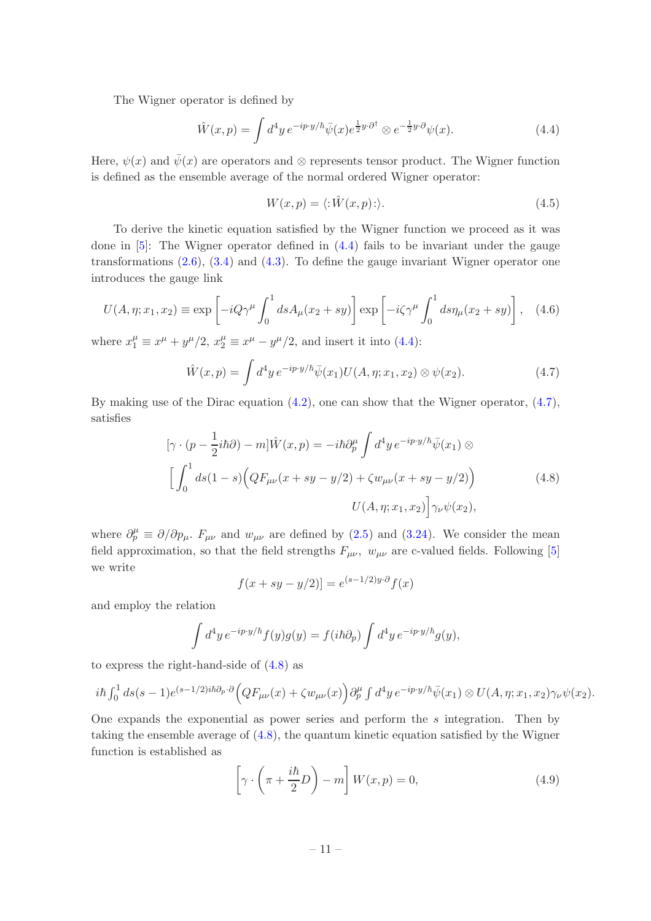The Wigner operator is defined by

$$\hat{W}(x,p) = \int d^4y \, e^{-ip\cdot y/\hbar} \bar{\psi}(x) e^{\frac{1}{2}y\cdot\partial^\dagger} \otimes e^{-\frac{1}{2}y\cdot\partial} \psi(x). \tag{4.4}$$

Here, $\psi(x)$ and $\bar{\psi}(x)$ are operators and $\otimes$ represents tensor product. The Wigner function is defined as the ensemble average of the normal ordered Wigner operator:

$$W(x,p) = \langle :\hat{W}(x,p): \rangle. \tag{4.5}$$

To derive the kinetic equation satisfied by the Wigner function we proceed as it was done in [5]: The Wigner operator defined in (4.4) fails to be invariant under the gauge transformations (2.6), (3.4) and (4.3). To define the gauge invariant Wigner operator one introduces the gauge link

$$U(A,\eta;x_1,x_2) \equiv \exp\left[-iQ\gamma^\mu \int_0^1 ds A_\mu(x_2+sy)\right] \exp\left[-i\zeta\gamma^\mu \int_0^1 ds \eta_\mu(x_2+sy)\right], \tag{4.6}$$

where $x_1^\mu \equiv x^\mu + y^\mu/2$, $x_2^\mu \equiv x^\mu - y^\mu/2$, and insert it into (4.4):

$$\hat{W}(x,p) = \int d^4y \, e^{-ip\cdot y/\hbar} \bar{\psi}(x_1) U(A,\eta;x_1,x_2) \otimes \psi(x_2). \tag{4.7}$$

By making use of the Dirac equation (4.2), one can show that the Wigner operator, (4.7), satisfies

$$\begin{aligned}
[\gamma\cdot(p - \frac{1}{2}i\hbar\partial) - m]\hat{W}(x,p) = -i\hbar\partial_p^\mu \int d^4y \, e^{-ip\cdot y/\hbar} \bar{\psi}(x_1) \otimes \\
\Big[\int_0^1 ds(1-s)\Big(QF_{\mu\nu}(x+sy-y/2) + \zeta w_{\mu\nu}(x+sy-y/2)\Big) \\
U(A,\eta;x_1,x_2)\Big]\gamma_\nu \psi(x_2),
\end{aligned} \tag{4.8}$$

where $\partial_p^\mu \equiv \partial/\partial p_\mu$. $F_{\mu\nu}$ and $w_{\mu\nu}$ are defined by (2.5) and (3.24). We consider the mean field approximation, so that the field strengths $F_{\mu\nu}$, $w_{\mu\nu}$ are c-valued fields. Following [5] we write

$$f(x+sy-y/2)] = e^{(s-1/2)y\cdot\partial} f(x)$$

and employ the relation

$$\int d^4y \, e^{-ip\cdot y/\hbar} f(y) g(y) = f(i\hbar\partial_p) \int d^4y \, e^{-ip\cdot y/\hbar} g(y),$$

to express the right-hand-side of (4.8) as

$$i\hbar \int_0^1 ds(s-1) e^{(s-1/2)i\hbar\partial_p\cdot\partial} \Big(QF_{\mu\nu}(x) + \zeta w_{\mu\nu}(x)\Big) \partial_p^\mu \int d^4y \, e^{-ip\cdot y/\hbar} \bar{\psi}(x_1) \otimes U(A,\eta;x_1,x_2)\gamma_\nu \psi(x_2).$$

One expands the exponential as power series and perform the $s$ integration. Then by taking the ensemble average of (4.8), the quantum kinetic equation satisfied by the Wigner function is established as

$$\left[\gamma\cdot\left(\pi + \frac{i\hbar}{2}D\right) - m\right] W(x,p) = 0, \tag{4.9}$$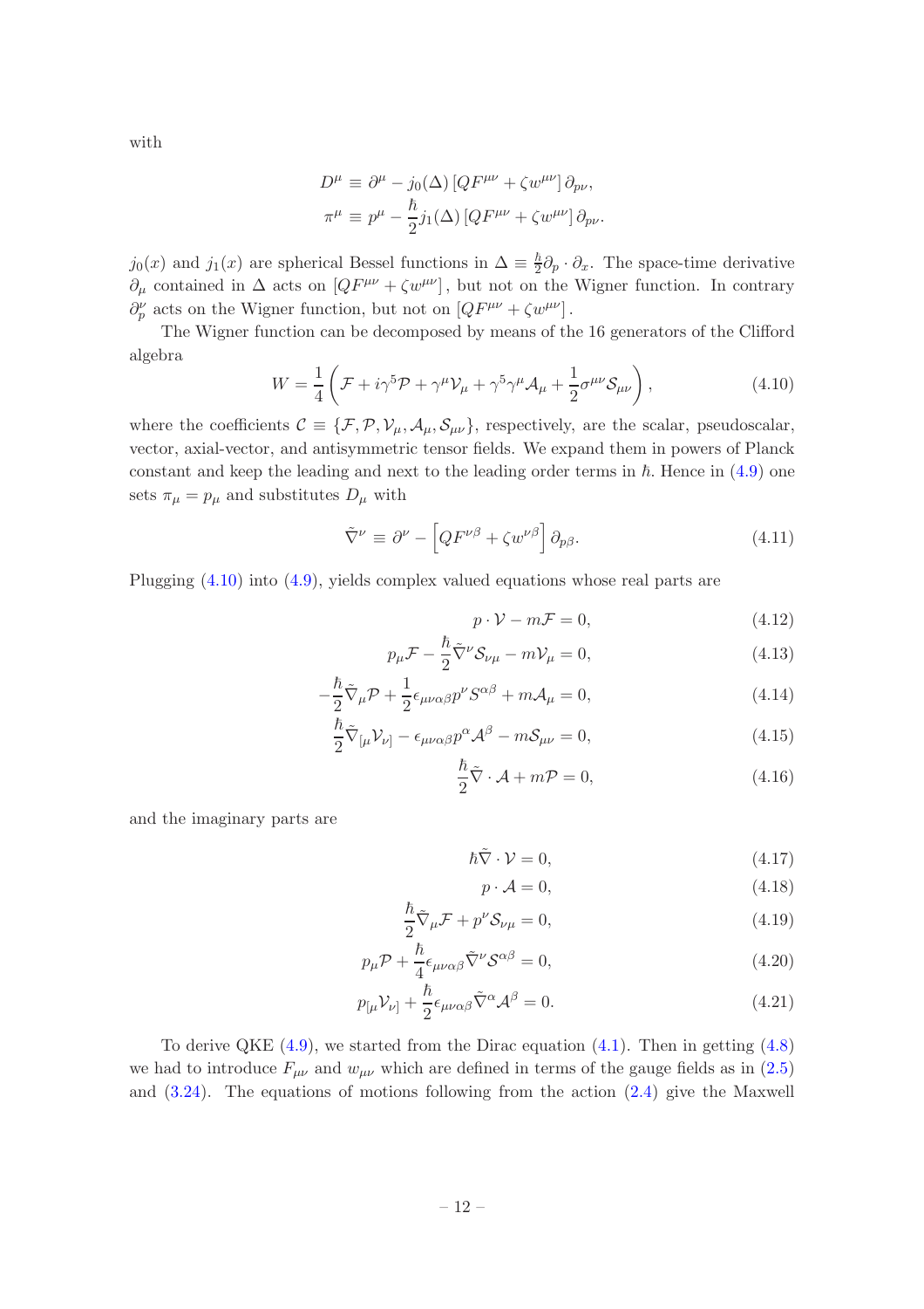with

$$
\begin{aligned}
D^\mu &\equiv \partial^\mu - j_0(\Delta)\left[QF^{\mu\nu} + \zeta w^{\mu\nu}\right]\partial_{p\nu}, \\
\pi^\mu &\equiv p^\mu - \frac{\hbar}{2} j_1(\Delta)\left[QF^{\mu\nu} + \zeta w^{\mu\nu}\right]\partial_{p\nu}.
\end{aligned}
$$

$j_0(x)$ and $j_1(x)$ are spherical Bessel functions in $\Delta \equiv \frac{\hbar}{2}\partial_p \cdot \partial_x$. The space-time derivative $\partial_\mu$ contained in $\Delta$ acts on $\left[QF^{\mu\nu} + \zeta w^{\mu\nu}\right]$, but not on the Wigner function. In contrary $\partial_p^\nu$ acts on the Wigner function, but not on $\left[QF^{\mu\nu} + \zeta w^{\mu\nu}\right]$.

The Wigner function can be decomposed by means of the 16 generators of the Clifford algebra

$$
W = \frac{1}{4}\left(\mathcal{F} + i\gamma^5\mathcal{P} + \gamma^\mu\mathcal{V}_\mu + \gamma^5\gamma^\mu\mathcal{A}_\mu + \frac{1}{2}\sigma^{\mu\nu}\mathcal{S}_{\mu\nu}\right), \tag{4.10}
$$

where the coefficients $\mathcal{C} \equiv \{\mathcal{F}, \mathcal{P}, \mathcal{V}_\mu, \mathcal{A}_\mu, \mathcal{S}_{\mu\nu}\}$, respectively, are the scalar, pseudoscalar, vector, axial-vector, and antisymmetric tensor fields. We expand them in powers of Planck constant and keep the leading and next to the leading order terms in $\hbar$. Hence in (4.9) one sets $\pi_\mu = p_\mu$ and substitutes $D_\mu$ with

$$
\tilde{\nabla}^\nu \equiv \partial^\nu - \left[QF^{\nu\beta} + \zeta w^{\nu\beta}\right]\partial_{p\beta}. \tag{4.11}
$$

Plugging (4.10) into (4.9), yields complex valued equations whose real parts are

$$
p \cdot \mathcal{V} - m\mathcal{F} = 0, \tag{4.12}
$$

$$
p_\mu \mathcal{F} - \frac{\hbar}{2}\tilde{\nabla}^\nu \mathcal{S}_{\nu\mu} - m\mathcal{V}_\mu = 0, \tag{4.13}
$$

$$
-\frac{\hbar}{2}\tilde{\nabla}_\mu \mathcal{P} + \frac{1}{2}\epsilon_{\mu\nu\alpha\beta}p^\nu S^{\alpha\beta} + m\mathcal{A}_\mu = 0, \tag{4.14}
$$

$$
\frac{\hbar}{2}\tilde{\nabla}_{[\mu}\mathcal{V}_{\nu]} - \epsilon_{\mu\nu\alpha\beta}p^\alpha\mathcal{A}^\beta - m\mathcal{S}_{\mu\nu} = 0, \tag{4.15}
$$

$$
\frac{\hbar}{2}\tilde{\nabla} \cdot \mathcal{A} + m\mathcal{P} = 0, \tag{4.16}
$$

and the imaginary parts are

$$
\hbar\tilde{\nabla} \cdot \mathcal{V} = 0, \tag{4.17}
$$

$$
p \cdot \mathcal{A} = 0, \tag{4.18}
$$

$$
\frac{\hbar}{2}\tilde{\nabla}_\mu \mathcal{F} + p^\nu \mathcal{S}_{\nu\mu} = 0, \tag{4.19}
$$

$$
p_\mu \mathcal{P} + \frac{\hbar}{4}\epsilon_{\mu\nu\alpha\beta}\tilde{\nabla}^\nu \mathcal{S}^{\alpha\beta} = 0, \tag{4.20}
$$

$$
p_{[\mu}\mathcal{V}_{\nu]} + \frac{\hbar}{2}\epsilon_{\mu\nu\alpha\beta}\tilde{\nabla}^\alpha \mathcal{A}^\beta = 0. \tag{4.21}
$$

To derive QKE (4.9), we started from the Dirac equation (4.1). Then in getting (4.8) we had to introduce $F_{\mu\nu}$ and $w_{\mu\nu}$ which are defined in terms of the gauge fields as in (2.5) and (3.24). The equations of motions following from the action (2.4) give the Maxwell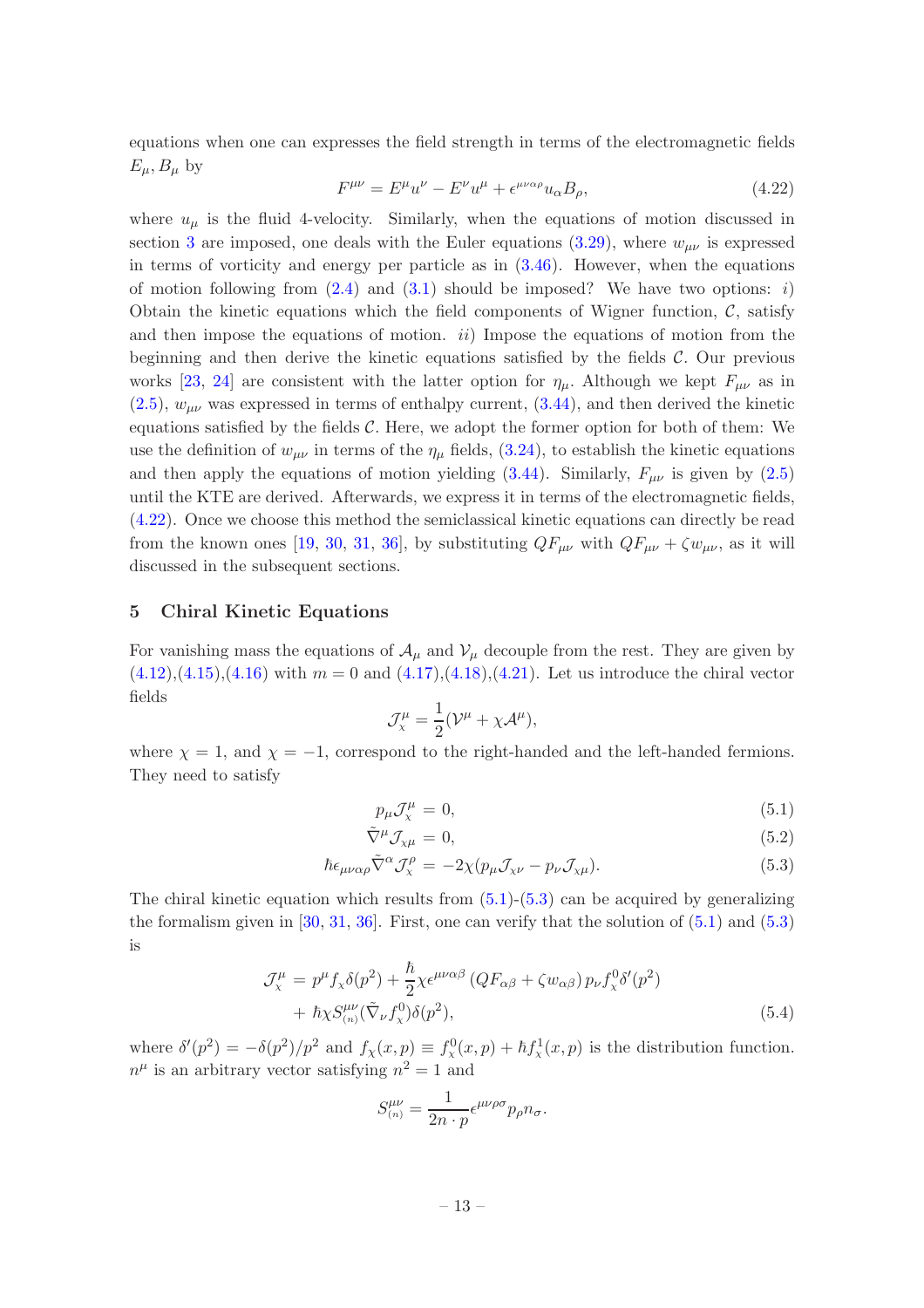equations when one can expresses the field strength in terms of the electromagnetic fields $E_\mu, B_\mu$ by

$$F^{\mu\nu} = E^\mu u^\nu - E^\nu u^\mu + \epsilon^{\mu\nu\alpha\rho} u_\alpha B_\rho, \tag{4.22}$$

where $u_\mu$ is the fluid 4-velocity. Similarly, when the equations of motion discussed in section 3 are imposed, one deals with the Euler equations (3.29), where $w_{\mu\nu}$ is expressed in terms of vorticity and energy per particle as in (3.46). However, when the equations of motion following from (2.4) and (3.1) should be imposed? We have two options: *i)* Obtain the kinetic equations which the field components of Wigner function, $\mathcal{C}$, satisfy and then impose the equations of motion. *ii)* Impose the equations of motion from the beginning and then derive the kinetic equations satisfied by the fields $\mathcal{C}$. Our previous works [23, 24] are consistent with the latter option for $\eta_\mu$. Although we kept $F_{\mu\nu}$ as in (2.5), $w_{\mu\nu}$ was expressed in terms of enthalpy current, (3.44), and then derived the kinetic equations satisfied by the fields $\mathcal{C}$. Here, we adopt the former option for both of them: We use the definition of $w_{\mu\nu}$ in terms of the $\eta_\mu$ fields, (3.24), to establish the kinetic equations and then apply the equations of motion yielding (3.44). Similarly, $F_{\mu\nu}$ is given by (2.5) until the KTE are derived. Afterwards, we express it in terms of the electromagnetic fields, (4.22). Once we choose this method the semiclassical kinetic equations can directly be read from the known ones [19, 30, 31, 36], by substituting $QF_{\mu\nu}$ with $QF_{\mu\nu} + \zeta w_{\mu\nu}$, as it will discussed in the subsequent sections.

## 5 Chiral Kinetic Equations

For vanishing mass the equations of $\mathcal{A}_\mu$ and $\mathcal{V}_\mu$ decouple from the rest. They are given by (4.12),(4.15),(4.16) with $m = 0$ and (4.17),(4.18),(4.21). Let us introduce the chiral vector fields

$$\mathcal{J}^\mu_\chi = \frac{1}{2}(\mathcal{V}^\mu + \chi \mathcal{A}^\mu),$$

where $\chi = 1$, and $\chi = -1$, correspond to the right-handed and the left-handed fermions. They need to satisfy

$$p_\mu \mathcal{J}^\mu_\chi = 0, \tag{5.1}$$

$$\tilde{\nabla}^\mu \mathcal{J}_{\chi\mu} = 0, \tag{5.2}$$

$$\hbar \epsilon_{\mu\nu\alpha\rho} \tilde{\nabla}^\alpha \mathcal{J}^\rho_\chi = -2\chi(p_\mu \mathcal{J}_{\chi\nu} - p_\nu \mathcal{J}_{\chi\mu}). \tag{5.3}$$

The chiral kinetic equation which results from (5.1)-(5.3) can be acquired by generalizing the formalism given in [30, 31, 36]. First, one can verify that the solution of (5.1) and (5.3) is

$$\mathcal{J}^\mu_\chi = p^\mu f_\chi \delta(p^2) + \frac{\hbar}{2}\chi \epsilon^{\mu\nu\alpha\beta}\left(QF_{\alpha\beta} + \zeta w_{\alpha\beta}\right) p_\nu f^0_\chi \delta'(p^2) + \hbar\chi S^{\mu\nu}_{(n)}(\tilde{\nabla}_\nu f^0_\chi)\delta(p^2), \tag{5.4}$$

where $\delta'(p^2) = -\delta(p^2)/p^2$ and $f_\chi(x,p) \equiv f^0_\chi(x,p) + \hbar f^1_\chi(x,p)$ is the distribution function. $n^\mu$ is an arbitrary vector satisfying $n^2 = 1$ and

$$S^{\mu\nu}_{(n)} = \frac{1}{2n\cdot p}\epsilon^{\mu\nu\rho\sigma} p_\rho n_\sigma.$$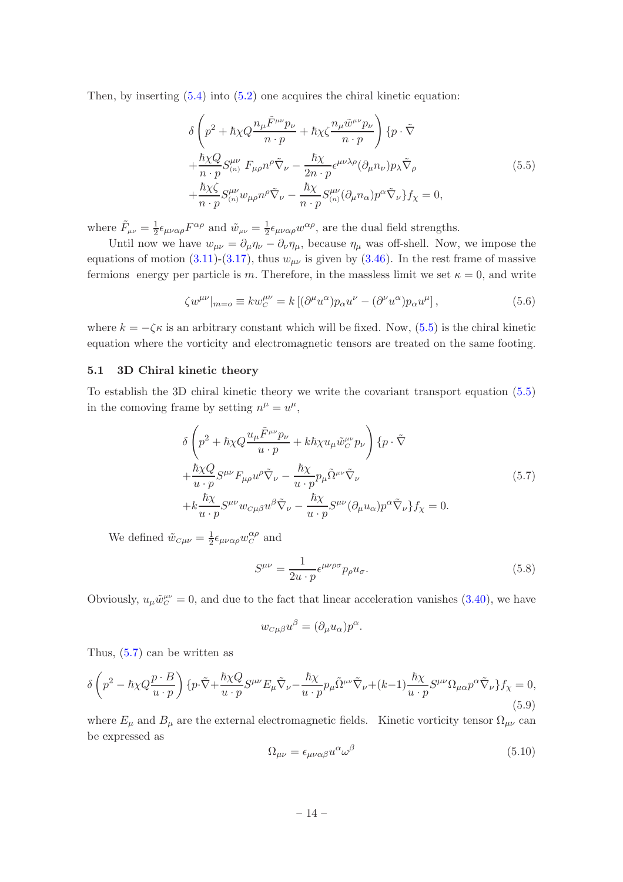Then, by inserting (5.4) into (5.2) one acquires the chiral kinetic equation:

$$
\begin{aligned}
&\delta\left(p^2+\hbar\chi Q\frac{n_\mu \tilde{F}^{\mu\nu}p_\nu}{n\cdot p}+\hbar\chi\zeta\frac{n_\mu\tilde{w}^{\mu\nu}p_\nu}{n\cdot p}\right)\{p\cdot\tilde{\nabla}\\
&+\frac{\hbar\chi Q}{n\cdot p}S^{\mu\nu}_{_{(n)}}F_{\mu\rho}n^\rho\tilde{\nabla}_\nu-\frac{\hbar\chi}{2n\cdot p}\epsilon^{\mu\nu\lambda\rho}(\partial_\mu n_\nu)p_\lambda\tilde{\nabla}_\rho\\
&+\frac{\hbar\chi\zeta}{n\cdot p}S^{\mu\nu}_{_{(n)}}w_{\mu\rho}n^\rho\tilde{\nabla}_\nu-\frac{\hbar\chi}{n\cdot p}S^{\mu\nu}_{_{(n)}}(\partial_\mu n_\alpha)p^\alpha\tilde{\nabla}_\nu\}f_\chi=0,
\end{aligned}
\tag{5.5}
$$

where $\tilde{F}_{\mu\nu}=\frac{1}{2}\epsilon_{\mu\nu\alpha\rho}F^{\alpha\rho}$ and $\tilde{w}_{\mu\nu}=\frac{1}{2}\epsilon_{\mu\nu\alpha\rho}w^{\alpha\rho}$, are the dual field strengths.

Until now we have $w_{\mu\nu}=\partial_\mu\eta_\nu-\partial_\nu\eta_\mu$, because $\eta_\mu$ was off-shell. Now, we impose the equations of motion (3.11)-(3.17), thus $w_{\mu\nu}$ is given by (3.46). In the rest frame of massive fermions energy per particle is $m$. Therefore, in the massless limit we set $\kappa=0$, and write

$$
\zeta w^{\mu\nu}|_{m=o}\equiv k w_C^{\mu\nu}=k\left[(\partial^\mu u^\alpha)p_\alpha u^\nu-(\partial^\nu u^\alpha)p_\alpha u^\mu\right],
\tag{5.6}
$$

where $k=-\zeta\kappa$ is an arbitrary constant which will be fixed. Now, (5.5) is the chiral kinetic equation where the vorticity and electromagnetic tensors are treated on the same footing.

### 5.1 3D Chiral kinetic theory

To establish the 3D chiral kinetic theory we write the covariant transport equation (5.5) in the comoving frame by setting $n^\mu=u^\mu$,

$$
\begin{aligned}
&\delta\left(p^2+\hbar\chi Q\frac{u_\mu\tilde{F}^{\mu\nu}p_\nu}{u\cdot p}+k\hbar\chi u_\mu\tilde{w}_C^{\mu\nu}p_\nu\right)\{p\cdot\tilde{\nabla}\\
&+\frac{\hbar\chi Q}{u\cdot p}S^{\mu\nu}F_{\mu\rho}u^\rho\tilde{\nabla}_\nu-\frac{\hbar\chi}{u\cdot p}p_\mu\tilde{\Omega}^{\mu\nu}\tilde{\nabla}_\nu\\
&+k\frac{\hbar\chi}{u\cdot p}S^{\mu\nu}w_{C\mu\beta}u^\beta\tilde{\nabla}_\nu-\frac{\hbar\chi}{u\cdot p}S^{\mu\nu}(\partial_\mu u_\alpha)p^\alpha\tilde{\nabla}_\nu\}f_\chi=0.
\end{aligned}
\tag{5.7}
$$

We defined $\tilde{w}_{C\mu\nu}=\frac{1}{2}\epsilon_{\mu\nu\alpha\rho}w_C^{\alpha\rho}$ and

$$
S^{\mu\nu}=\frac{1}{2u\cdot p}\epsilon^{\mu\nu\rho\sigma}p_\rho u_\sigma.
\tag{5.8}
$$

Obviously, $u_\mu\tilde{w}_C^{\mu\nu}=0$, and due to the fact that linear acceleration vanishes (3.40), we have

$$
w_{C\mu\beta}u^\beta=(\partial_\mu u_\alpha)p^\alpha.
$$

Thus, (5.7) can be written as

$$
\delta\left(p^2-\hbar\chi Q\frac{p\cdot B}{u\cdot p}\right)\{p\cdot\tilde{\nabla}+\frac{\hbar\chi Q}{u\cdot p}S^{\mu\nu}E_\mu\tilde{\nabla}_\nu-\frac{\hbar\chi}{u\cdot p}p_\mu\tilde{\Omega}^{\mu\nu}\tilde{\nabla}_\nu+(k-1)\frac{\hbar\chi}{u\cdot p}S^{\mu\nu}\Omega_{\mu\alpha}p^\alpha\tilde{\nabla}_\nu\}f_\chi=0,
\tag{5.9}
$$

where $E_\mu$ and $B_\mu$ are the external electromagnetic fields. Kinetic vorticity tensor $\Omega_{\mu\nu}$ can be expressed as

$$
\Omega_{\mu\nu}=\epsilon_{\mu\nu\alpha\beta}u^\alpha\omega^\beta
\tag{5.10}
$$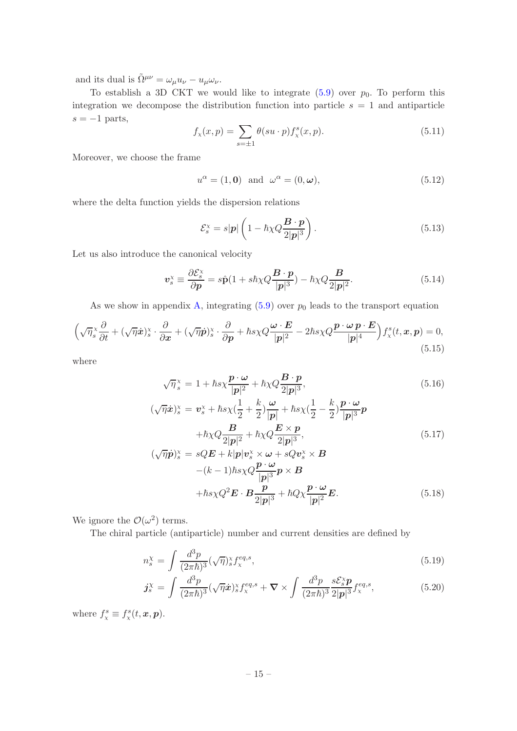and its dual is $\tilde{\Omega}^{\mu\nu} = \omega_\mu u_\nu - u_\mu \omega_\nu$.

To establish a 3D CKT we would like to integrate (5.9) over $p_0$. To perform this integration we decompose the distribution function into particle $s = 1$ and antiparticle $s = -1$ parts,

$$
f_\chi(x,p) = \sum_{s=\pm 1} \theta(su\cdot p) f^s_\chi(x,p). \tag{5.11}
$$

Moreover, we choose the frame

$$
u^\alpha = (1, \mathbf{0}) \;\; \text{and} \;\; \omega^\alpha = (0, \boldsymbol{\omega}), \tag{5.12}
$$

where the delta function yields the dispersion relations

$$
\mathcal{E}^\chi_s = s|\boldsymbol{p}|\left(1 - \hbar\chi Q\frac{\boldsymbol{B}\cdot\boldsymbol{p}}{2|\boldsymbol{p}|^3}\right). \tag{5.13}
$$

Let us also introduce the canonical velocity

$$
\boldsymbol{v}^\chi_s \equiv \frac{\partial \mathcal{E}^\chi_s}{\partial \boldsymbol{p}} = s\hat{\mathbf{p}}(1 + s\hbar\chi Q\frac{\boldsymbol{B}\cdot\boldsymbol{p}}{|\boldsymbol{p}|^3}) - \hbar\chi Q\frac{\boldsymbol{B}}{2|\boldsymbol{p}|^2}. \tag{5.14}
$$

As we show in appendix A, integrating (5.9) over $p_0$ leads to the transport equation

$$
\Big(\sqrt{\eta}^\chi_s\frac{\partial}{\partial t} + (\sqrt{\eta}\dot{\boldsymbol{x}})^\chi_s\cdot\frac{\partial}{\partial \boldsymbol{x}} + (\sqrt{\eta}\dot{\boldsymbol{p}})^\chi_s\cdot\frac{\partial}{\partial \boldsymbol{p}} + \hbar s\chi Q\frac{\boldsymbol{\omega}\cdot\boldsymbol{E}}{|\boldsymbol{p}|^2} - 2\hbar s\chi Q\frac{\boldsymbol{p}\cdot\boldsymbol{\omega}\,\boldsymbol{p}\cdot\boldsymbol{E}}{|\boldsymbol{p}|^4}\Big) f^s_\chi(t,\boldsymbol{x},\boldsymbol{p}) = 0, \tag{5.15}
$$

where

$$
\sqrt{\eta}^\chi_s = 1 + \hbar s\chi\frac{\boldsymbol{p}\cdot\boldsymbol{\omega}}{|\boldsymbol{p}|^2} + \hbar\chi Q\frac{\boldsymbol{B}\cdot\boldsymbol{p}}{2|\boldsymbol{p}|^3}, \tag{5.16}
$$

$$
\begin{aligned}
(\sqrt{\eta}\dot{\boldsymbol{x}})^\chi_s &= \boldsymbol{v}^\chi_s + \hbar s\chi(\frac{1}{2} + \frac{k}{2})\frac{\boldsymbol{\omega}}{|\boldsymbol{p}|} + \hbar s\chi(\frac{1}{2} - \frac{k}{2})\frac{\boldsymbol{p}\cdot\boldsymbol{\omega}}{|\boldsymbol{p}|^3}\boldsymbol{p} \\
&\quad + \hbar\chi Q\frac{\boldsymbol{B}}{2|\boldsymbol{p}|^2} + \hbar\chi Q\frac{\boldsymbol{E}\times\boldsymbol{p}}{2|\boldsymbol{p}|^3},
\end{aligned} \tag{5.17}
$$

$$
\begin{aligned}
(\sqrt{\eta}\dot{\boldsymbol{p}})^\chi_s &= sQ\boldsymbol{E} + k|\boldsymbol{p}|\boldsymbol{v}^\chi_s\times\boldsymbol{\omega} + sQ\boldsymbol{v}^\chi_s\times\boldsymbol{B} \\
&\quad -(k-1)\hbar s\chi Q\frac{\boldsymbol{p}\cdot\boldsymbol{\omega}}{|\boldsymbol{p}|^3}\boldsymbol{p}\times\boldsymbol{B} \\
&\quad + \hbar s\chi Q^2\boldsymbol{E}\cdot\boldsymbol{B}\frac{\boldsymbol{p}}{2|\boldsymbol{p}|^3} + \hbar Q\chi\frac{\boldsymbol{p}\cdot\boldsymbol{\omega}}{|\boldsymbol{p}|^2}\boldsymbol{E}.
\end{aligned} \tag{5.18}
$$

We ignore the $\mathcal{O}(\omega^2)$ terms.

The chiral particle (antiparticle) number and current densities are defined by

$$
n^\chi_s = \int \frac{d^3p}{(2\pi\hbar)^3}(\sqrt{\eta})^\chi_s f^{eq,s}_\chi, \tag{5.19}
$$

$$
\boldsymbol{j}^\chi_s = \int \frac{d^3p}{(2\pi\hbar)^3}(\sqrt{\eta}\dot{\boldsymbol{x}})^\chi_s f^{eq,s}_\chi + \boldsymbol{\nabla}\times\int\frac{d^3p}{(2\pi\hbar)^3}\frac{s\mathcal{E}^\chi_s\boldsymbol{p}}{2|\boldsymbol{p}|^3}f^{eq,s}_\chi, \tag{5.20}
$$

where $f^s_\chi \equiv f^s_\chi(t,\boldsymbol{x},\boldsymbol{p})$.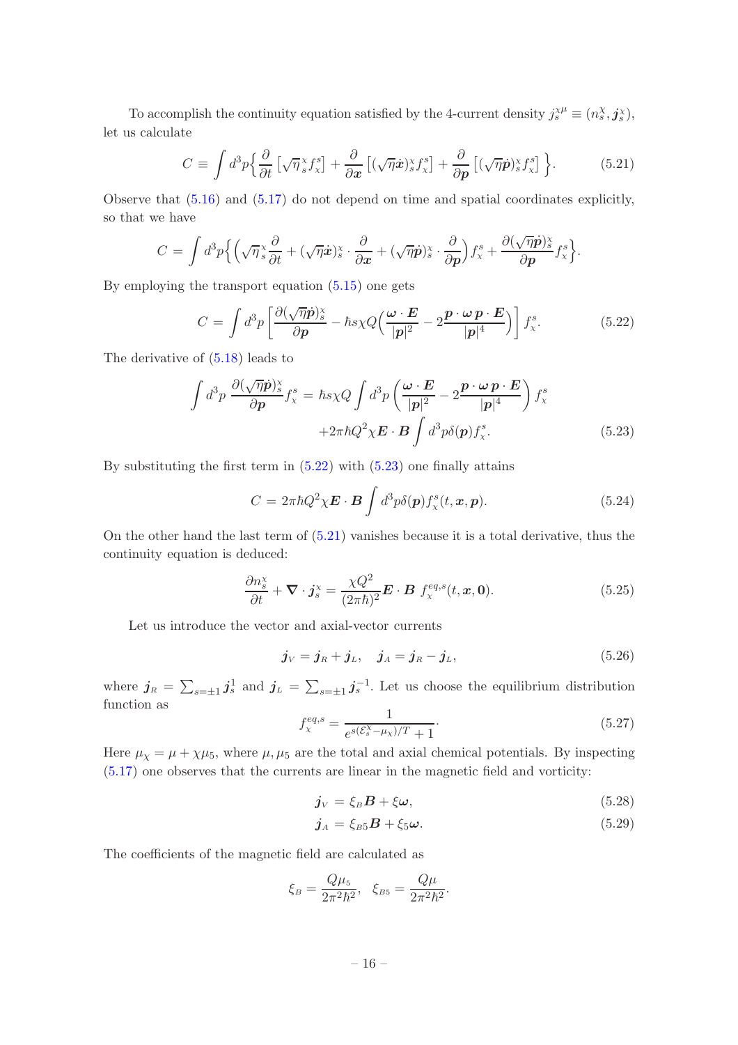To accomplish the continuity equation satisfied by the 4-current density $j_s^{\chi\mu} \equiv (n_s^\chi, \boldsymbol{j}_s^\chi)$, let us calculate

$$C \equiv \int d^3p \Big\{ \frac{\partial}{\partial t}\left[\sqrt{\eta}\,{}_s^\chi f_\chi^s\right] + \frac{\partial}{\partial \boldsymbol{x}}\left[(\sqrt{\eta}\dot{\boldsymbol{x}})_s^\chi f_\chi^s\right] + \frac{\partial}{\partial \boldsymbol{p}}\left[(\sqrt{\eta}\dot{\boldsymbol{p}})_s^\chi f_\chi^s\right] \Big\}. \tag{5.21}$$

Observe that (5.16) and (5.17) do not depend on time and spatial coordinates explicitly, so that we have

$$C = \int d^3p \Big\{ \Big( \sqrt{\eta}\,{}_s^\chi \frac{\partial}{\partial t} + (\sqrt{\eta}\dot{\boldsymbol{x}})_s^\chi \cdot \frac{\partial}{\partial \boldsymbol{x}} + (\sqrt{\eta}\dot{\boldsymbol{p}})_s^\chi \cdot \frac{\partial}{\partial \boldsymbol{p}} \Big) f_\chi^s + \frac{\partial (\sqrt{\eta}\dot{\boldsymbol{p}})_s^\chi}{\partial \boldsymbol{p}} f_\chi^s \Big\}.$$

By employing the transport equation (5.15) one gets

$$C = \int d^3p \left[ \frac{\partial (\sqrt{\eta}\dot{\boldsymbol{p}})_s^\chi}{\partial \boldsymbol{p}} - \hbar s \chi Q \Big( \frac{\boldsymbol{\omega}\cdot\boldsymbol{E}}{|\boldsymbol{p}|^2} - 2\frac{\boldsymbol{p}\cdot\boldsymbol{\omega}\,\boldsymbol{p}\cdot\boldsymbol{E}}{|\boldsymbol{p}|^4} \Big) \right] f_\chi^s. \tag{5.22}$$

The derivative of (5.18) leads to

$$\begin{aligned}\int d^3p\, \frac{\partial (\sqrt{\eta}\dot{\boldsymbol{p}})_s^\chi}{\partial \boldsymbol{p}} f_\chi^s = \hbar s \chi Q \int d^3p \left( \frac{\boldsymbol{\omega}\cdot\boldsymbol{E}}{|\boldsymbol{p}|^2} - 2\frac{\boldsymbol{p}\cdot\boldsymbol{\omega}\,\boldsymbol{p}\cdot\boldsymbol{E}}{|\boldsymbol{p}|^4} \right) f_\chi^s \\ +2\pi\hbar Q^2 \chi \boldsymbol{E}\cdot\boldsymbol{B} \int d^3p\, \delta(\boldsymbol{p}) f_\chi^s. \end{aligned} \tag{5.23}$$

By substituting the first term in (5.22) with (5.23) one finally attains

$$C = 2\pi\hbar Q^2 \chi \boldsymbol{E}\cdot\boldsymbol{B} \int d^3p\, \delta(\boldsymbol{p}) f_\chi^s(t,\boldsymbol{x},\boldsymbol{p}). \tag{5.24}$$

On the other hand the last term of (5.21) vanishes because it is a total derivative, thus the continuity equation is deduced:

$$\frac{\partial n_s^\chi}{\partial t} + \boldsymbol{\nabla}\cdot\boldsymbol{j}_s^\chi = \frac{\chi Q^2}{(2\pi\hbar)^2} \boldsymbol{E}\cdot\boldsymbol{B}\ f_\chi^{eq,s}(t,\boldsymbol{x},\boldsymbol{0}). \tag{5.25}$$

Let us introduce the vector and axial-vector currents

$$\boldsymbol{j}_V = \boldsymbol{j}_R + \boldsymbol{j}_L, \quad \boldsymbol{j}_A = \boldsymbol{j}_R - \boldsymbol{j}_L, \tag{5.26}$$

where $\boldsymbol{j}_R = \sum_{s=\pm 1} \boldsymbol{j}_s^1$ and $\boldsymbol{j}_L = \sum_{s=\pm 1} \boldsymbol{j}_s^{-1}$. Let us choose the equilibrium distribution function as

$$f_\chi^{eq,s} = \frac{1}{e^{s(\mathcal{E}_s^\chi - \mu_\chi)/T} + 1}. \tag{5.27}$$

Here $\mu_\chi = \mu + \chi\mu_5$, where $\mu, \mu_5$ are the total and axial chemical potentials. By inspecting (5.17) one observes that the currents are linear in the magnetic field and vorticity:

$$\boldsymbol{j}_V = \xi_B \boldsymbol{B} + \xi \boldsymbol{\omega}, \tag{5.28}$$

$$\boldsymbol{j}_A = \xi_{B5} \boldsymbol{B} + \xi_5 \boldsymbol{\omega}. \tag{5.29}$$

The coefficients of the magnetic field are calculated as

$$\xi_B = \frac{Q\mu_5}{2\pi^2\hbar^2}, \quad \xi_{B5} = \frac{Q\mu}{2\pi^2\hbar^2}.$$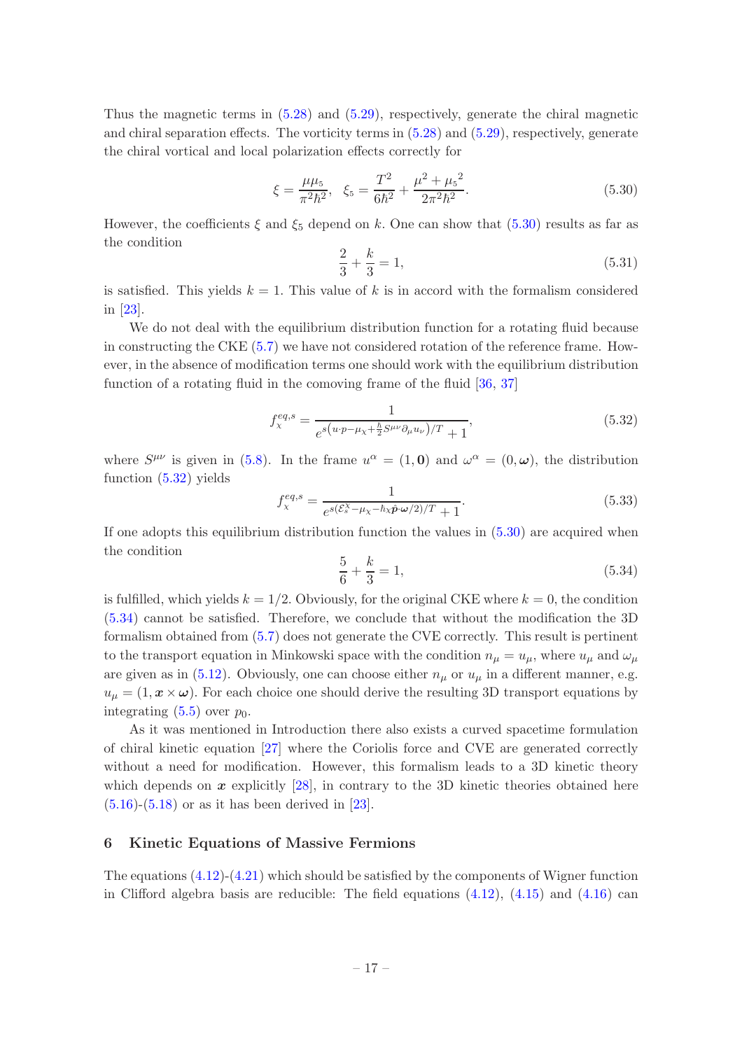Thus the magnetic terms in (5.28) and (5.29), respectively, generate the chiral magnetic and chiral separation effects. The vorticity terms in (5.28) and (5.29), respectively, generate the chiral vortical and local polarization effects correctly for

$$\xi = \frac{\mu\mu_5}{\pi^2\hbar^2}, \quad \xi_5 = \frac{T^2}{6\hbar^2} + \frac{\mu^2 + {\mu_5}^2}{2\pi^2\hbar^2}. \tag{5.30}$$

However, the coefficients $\xi$ and $\xi_5$ depend on $k$. One can show that (5.30) results as far as the condition

$$\frac{2}{3} + \frac{k}{3} = 1, \tag{5.31}$$

is satisfied. This yields $k = 1$. This value of $k$ is in accord with the formalism considered in [23].

We do not deal with the equilibrium distribution function for a rotating fluid because in constructing the CKE (5.7) we have not considered rotation of the reference frame. However, in the absence of modification terms one should work with the equilibrium distribution function of a rotating fluid in the comoving frame of the fluid [36, 37]

$$f_\chi^{eq,s} = \frac{1}{e^{s\left(u\cdot p - \mu_\chi + \frac{\hbar}{2} S^{\mu\nu}\partial_\mu u_\nu\right)/T} + 1}, \tag{5.32}$$

where $S^{\mu\nu}$ is given in (5.8). In the frame $u^\alpha = (1, \mathbf{0})$ and $\omega^\alpha = (0, \boldsymbol{\omega})$, the distribution function (5.32) yields

$$f_\chi^{eq,s} = \frac{1}{e^{s(\mathcal{E}_s^\chi - \mu_\chi - \hbar\chi\hat{\boldsymbol{p}}\cdot\boldsymbol{\omega}/2)/T} + 1}. \tag{5.33}$$

If one adopts this equilibrium distribution function the values in (5.30) are acquired when the condition

$$\frac{5}{6} + \frac{k}{3} = 1, \tag{5.34}$$

is fulfilled, which yields $k = 1/2$. Obviously, for the original CKE where $k = 0$, the condition (5.34) cannot be satisfied. Therefore, we conclude that without the modification the 3D formalism obtained from (5.7) does not generate the CVE correctly. This result is pertinent to the transport equation in Minkowski space with the condition $n_\mu = u_\mu$, where $u_\mu$ and $\omega_\mu$ are given as in (5.12). Obviously, one can choose either $n_\mu$ or $u_\mu$ in a different manner, e.g. $u_\mu = (1, \boldsymbol{x} \times \boldsymbol{\omega})$. For each choice one should derive the resulting 3D transport equations by integrating (5.5) over $p_0$.

As it was mentioned in Introduction there also exists a curved spacetime formulation of chiral kinetic equation [27] where the Coriolis force and CVE are generated correctly without a need for modification. However, this formalism leads to a 3D kinetic theory which depends on $\boldsymbol{x}$ explicitly [28], in contrary to the 3D kinetic theories obtained here (5.16)-(5.18) or as it has been derived in [23].

## 6 Kinetic Equations of Massive Fermions

The equations (4.12)-(4.21) which should be satisfied by the components of Wigner function in Clifford algebra basis are reducible: The field equations (4.12), (4.15) and (4.16) can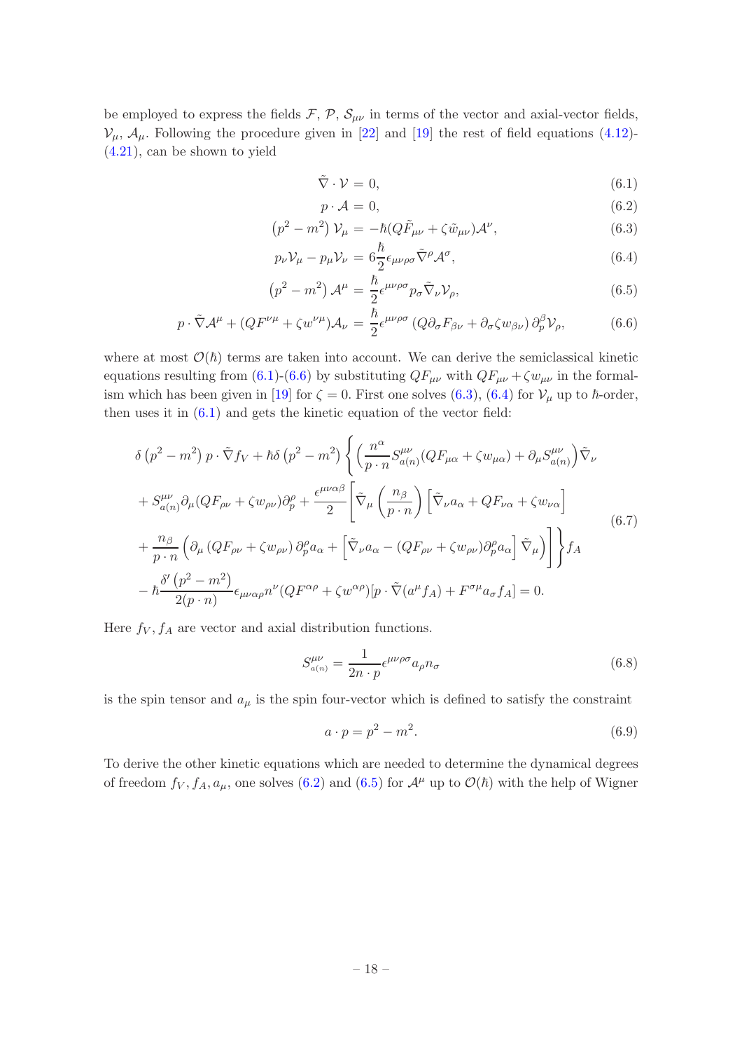be employed to express the fields $\mathcal{F}$, $\mathcal{P}$, $\mathcal{S}_{\mu\nu}$ in terms of the vector and axial-vector fields, $\mathcal{V}_\mu$, $\mathcal{A}_\mu$. Following the procedure given in [22] and [19] the rest of field equations (4.12)-(4.21), can be shown to yield

$$\tilde{\nabla}\cdot\mathcal{V} = 0, \tag{6.1}$$

$$p\cdot\mathcal{A} = 0, \tag{6.2}$$

$$\left(p^2-m^2\right)\mathcal{V}_\mu = -\hbar(Q\tilde{F}_{\mu\nu}+\zeta\tilde{w}_{\mu\nu})\mathcal{A}^\nu, \tag{6.3}$$

$$p_\nu\mathcal{V}_\mu - p_\mu\mathcal{V}_\nu = 6\frac{\hbar}{2}\epsilon_{\mu\nu\rho\sigma}\tilde{\nabla}^\rho\mathcal{A}^\sigma, \tag{6.4}$$

$$\left(p^2-m^2\right)\mathcal{A}^\mu = \frac{\hbar}{2}\epsilon^{\mu\nu\rho\sigma}p_\sigma\tilde{\nabla}_\nu\mathcal{V}_\rho, \tag{6.5}$$

$$p\cdot\tilde{\nabla}\mathcal{A}^\mu + (QF^{\nu\mu}+\zeta w^{\nu\mu})\mathcal{A}_\nu = \frac{\hbar}{2}\epsilon^{\mu\nu\rho\sigma}\left(Q\partial_\sigma F_{\beta\nu}+\partial_\sigma\zeta w_{\beta\nu}\right)\partial_p^\beta\mathcal{V}_\rho, \tag{6.6}$$

where at most $\mathcal{O}(\hbar)$ terms are taken into account. We can derive the semiclassical kinetic equations resulting from (6.1)-(6.6) by substituting $QF_{\mu\nu}$ with $QF_{\mu\nu}+\zeta w_{\mu\nu}$ in the formalism which has been given in [19] for $\zeta=0$. First one solves (6.3), (6.4) for $\mathcal{V}_\mu$ up to $\hbar$-order, then uses it in (6.1) and gets the kinetic equation of the vector field:

$$\begin{aligned}
&\delta\left(p^2-m^2\right)p\cdot\tilde{\nabla}f_V + \hbar\delta\left(p^2-m^2\right)\Bigg\{\Big(\frac{n^\alpha}{p\cdot n}S^{\mu\nu}_{a(n)}(QF_{\mu\alpha}+\zeta w_{\mu\alpha})+\partial_\mu S^{\mu\nu}_{a(n)}\Big)\tilde{\nabla}_\nu \\
&+S^{\mu\nu}_{a(n)}\partial_\mu(QF_{\rho\nu}+\zeta w_{\rho\nu})\partial_p^\rho + \frac{\epsilon^{\mu\nu\alpha\beta}}{2}\Bigg[\tilde{\nabla}_\mu\left(\frac{n_\beta}{p\cdot n}\right)\left[\tilde{\nabla}_\nu a_\alpha + QF_{\nu\alpha}+\zeta w_{\nu\alpha}\right] \\
&+\frac{n_\beta}{p\cdot n}\Big(\partial_\mu\left(QF_{\rho\nu}+\zeta w_{\rho\nu}\right)\partial_p^\rho a_\alpha + \left[\tilde{\nabla}_\nu a_\alpha - (QF_{\rho\nu}+\zeta w_{\rho\nu})\partial_p^\rho a_\alpha\right]\tilde{\nabla}_\mu\Big)\Bigg]\Bigg\}f_A \\
&-\hbar\frac{\delta'\left(p^2-m^2\right)}{2(p\cdot n)}\epsilon_{\mu\nu\alpha\rho}n^\nu(QF^{\alpha\rho}+\zeta w^{\alpha\rho})[p\cdot\tilde{\nabla}(a^\mu f_A)+F^{\sigma\mu}a_\sigma f_A] = 0.
\end{aligned} \tag{6.7}$$

Here $f_V, f_A$ are vector and axial distribution functions.

$$S^{\mu\nu}_{a(n)} = \frac{1}{2n\cdot p}\epsilon^{\mu\nu\rho\sigma}a_\rho n_\sigma \tag{6.8}$$

is the spin tensor and $a_\mu$ is the spin four-vector which is defined to satisfy the constraint

$$a\cdot p = p^2-m^2. \tag{6.9}$$

To derive the other kinetic equations which are needed to determine the dynamical degrees of freedom $f_V, f_A, a_\mu$, one solves (6.2) and (6.5) for $\mathcal{A}^\mu$ up to $\mathcal{O}(\hbar)$ with the help of Wigner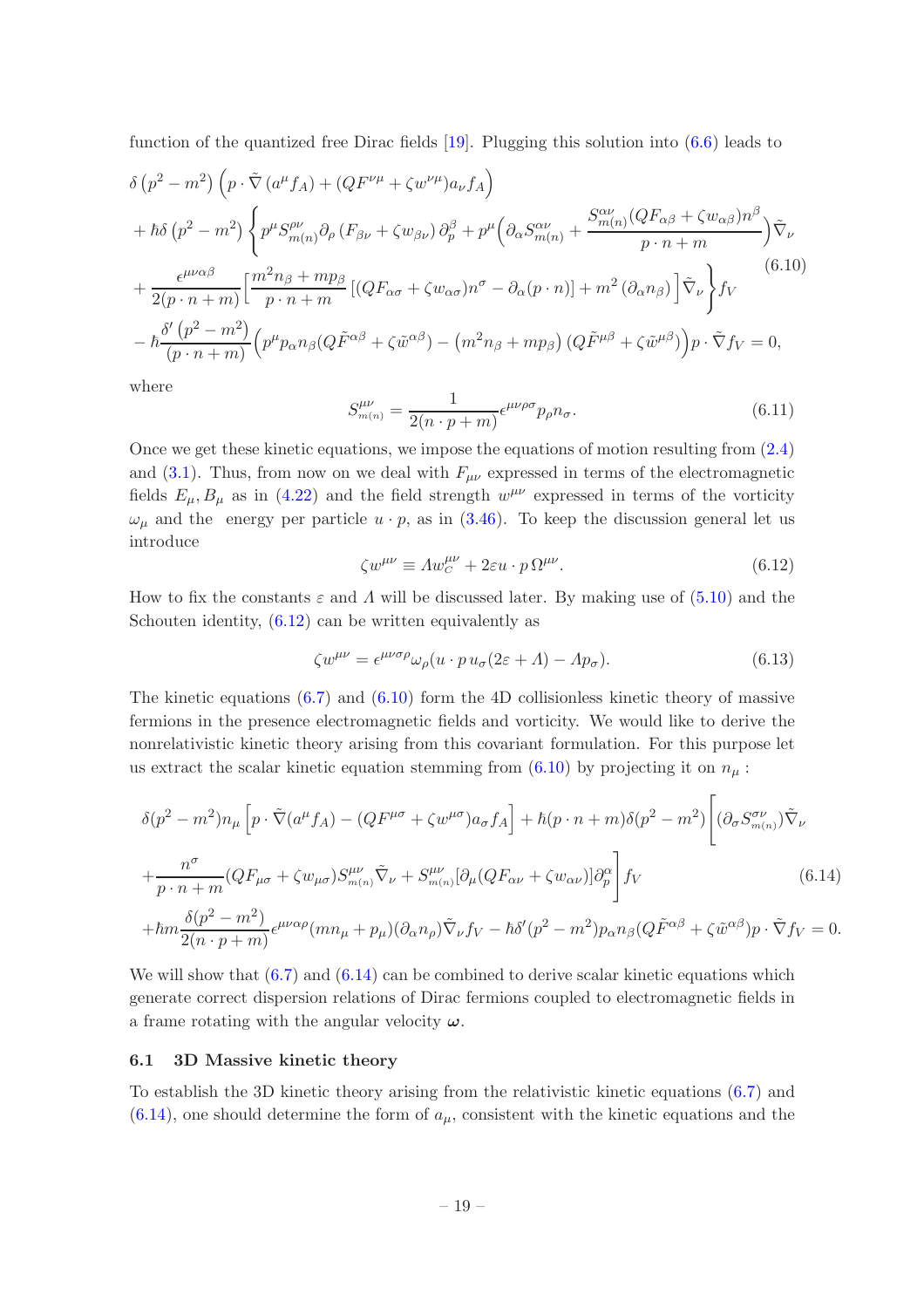function of the quantized free Dirac fields [19]. Plugging this solution into (6.6) leads to

$$
\begin{aligned}
&\delta\left(p^2-m^2\right)\left(p\cdot\tilde{\nabla}\left(a^\mu f_A\right)+(QF^{\nu\mu}+\zeta w^{\nu\mu})a_\nu f_A\right)\\
&+\hbar\delta\left(p^2-m^2\right)\Bigg\{p^\mu S^{\rho\nu}_{m(n)}\partial_\rho\left(F_{\beta\nu}+\zeta w_{\beta\nu}\right)\partial_p^\beta+p^\mu\Big(\partial_\alpha S^{\alpha\nu}_{m(n)}+\frac{S^{\alpha\nu}_{m(n)}(QF_{\alpha\beta}+\zeta w_{\alpha\beta})n^\beta}{p\cdot n+m}\Big)\tilde{\nabla}_\nu\\
&+\frac{\epsilon^{\mu\nu\alpha\beta}}{2(p\cdot n+m)}\Big[\frac{m^2n_\beta+mp_\beta}{p\cdot n+m}\left[(QF_{\alpha\sigma}+\zeta w_{\alpha\sigma})n^\sigma-\partial_\alpha(p\cdot n)\right]+m^2\left(\partial_\alpha n_\beta\right)\Big]\tilde{\nabla}_\nu\Bigg\}f_V\\
&-\hbar\frac{\delta'\left(p^2-m^2\right)}{(p\cdot n+m)}\Big(p^\mu p_\alpha n_\beta(Q\tilde{F}^{\alpha\beta}+\zeta\tilde{w}^{\alpha\beta})-\left(m^2n_\beta+mp_\beta\right)(Q\tilde{F}^{\mu\beta}+\zeta\tilde{w}^{\mu\beta})\Big)p\cdot\tilde{\nabla}f_V=0,
\end{aligned}
\tag{6.10}
$$

where

$$
S^{\mu\nu}_{m(n)}=\frac{1}{2(n\cdot p+m)}\epsilon^{\mu\nu\rho\sigma}p_\rho n_\sigma. \tag{6.11}
$$

Once we get these kinetic equations, we impose the equations of motion resulting from (2.4) and (3.1). Thus, from now on we deal with $F_{\mu\nu}$ expressed in terms of the electromagnetic fields $E_\mu, B_\mu$ as in (4.22) and the field strength $w^{\mu\nu}$ expressed in terms of the vorticity $\omega_\mu$ and the energy per particle $u\cdot p$, as in (3.46). To keep the discussion general let us introduce

$$
\zeta w^{\mu\nu}\equiv \varLambda w^{\mu\nu}_C+2\varepsilon u\cdot p\,\Omega^{\mu\nu}. \tag{6.12}
$$

How to fix the constants $\varepsilon$ and $\varLambda$ will be discussed later. By making use of (5.10) and the Schouten identity, (6.12) can be written equivalently as

$$
\zeta w^{\mu\nu}=\epsilon^{\mu\nu\sigma\rho}\omega_\rho(u\cdot p\,u_\sigma(2\varepsilon+\varLambda)-\varLambda p_\sigma). \tag{6.13}
$$

The kinetic equations (6.7) and (6.10) form the 4D collisionless kinetic theory of massive fermions in the presence electromagnetic fields and vorticity. We would like to derive the nonrelativistic kinetic theory arising from this covariant formulation. For this purpose let us extract the scalar kinetic equation stemming from (6.10) by projecting it on $n_\mu$ :

$$
\begin{aligned}
&\delta(p^2-m^2)n_\mu\left[p\cdot\tilde{\nabla}(a^\mu f_A)-(QF^{\mu\sigma}+\zeta w^{\mu\sigma})a_\sigma f_A\right]+\hbar(p\cdot n+m)\delta(p^2-m^2)\Bigg[(\partial_\sigma S^{\sigma\nu}_{m(n)})\tilde{\nabla}_\nu\\
&+\frac{n^\sigma}{p\cdot n+m}(QF_{\mu\sigma}+\zeta w_{\mu\sigma})S^{\mu\nu}_{m(n)}\tilde{\nabla}_\nu+S^{\mu\nu}_{m(n)}[\partial_\mu(QF_{\alpha\nu}+\zeta w_{\alpha\nu})]\partial_p^\alpha\Bigg]f_V\\
&+\hbar m\frac{\delta(p^2-m^2)}{2(n\cdot p+m)}\epsilon^{\mu\nu\alpha\rho}(mn_\mu+p_\mu)(\partial_\alpha n_\rho)\tilde{\nabla}_\nu f_V-\hbar\delta'(p^2-m^2)p_\alpha n_\beta(Q\tilde{F}^{\alpha\beta}+\zeta\tilde{w}^{\alpha\beta})p\cdot\tilde{\nabla}f_V=0.
\end{aligned}
\tag{6.14}
$$

We will show that (6.7) and (6.14) can be combined to derive scalar kinetic equations which generate correct dispersion relations of Dirac fermions coupled to electromagnetic fields in a frame rotating with the angular velocity $\boldsymbol{\omega}$.

### 6.1 3D Massive kinetic theory

To establish the 3D kinetic theory arising from the relativistic kinetic equations (6.7) and (6.14), one should determine the form of $a_\mu$, consistent with the kinetic equations and the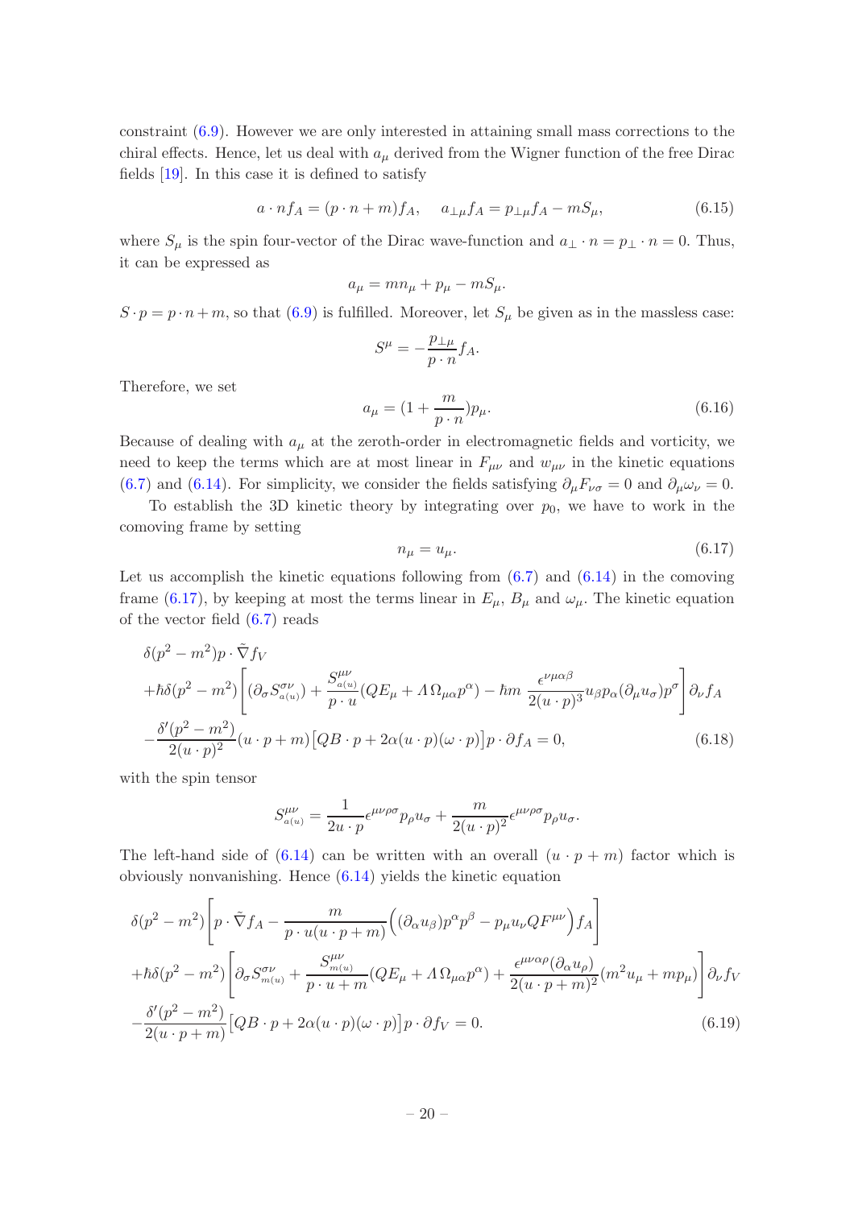constraint (6.9). However we are only interested in attaining small mass corrections to the chiral effects. Hence, let us deal with $a_\mu$ derived from the Wigner function of the free Dirac fields [19]. In this case it is defined to satisfy

$$a \cdot n f_A = (p \cdot n + m) f_A, \quad a_{\perp\mu} f_A = p_{\perp\mu} f_A - m S_\mu, \tag{6.15}$$

where $S_\mu$ is the spin four-vector of the Dirac wave-function and $a_\perp \cdot n = p_\perp \cdot n = 0$. Thus, it can be expressed as

$$a_\mu = m n_\mu + p_\mu - m S_\mu.$$

$S \cdot p = p \cdot n + m$, so that (6.9) is fulfilled. Moreover, let $S_\mu$ be given as in the massless case:

$$S^\mu = -\frac{p_{\perp\mu}}{p \cdot n} f_A.$$

Therefore, we set

$$a_\mu = (1 + \frac{m}{p \cdot n}) p_\mu. \tag{6.16}$$

Because of dealing with $a_\mu$ at the zeroth-order in electromagnetic fields and vorticity, we need to keep the terms which are at most linear in $F_{\mu\nu}$ and $w_{\mu\nu}$ in the kinetic equations (6.7) and (6.14). For simplicity, we consider the fields satisfying $\partial_\mu F_{\nu\sigma} = 0$ and $\partial_\mu \omega_\nu = 0$.

To establish the 3D kinetic theory by integrating over $p_0$, we have to work in the comoving frame by setting

$$n_\mu = u_\mu. \tag{6.17}$$

Let us accomplish the kinetic equations following from (6.7) and (6.14) in the comoving frame (6.17), by keeping at most the terms linear in $E_\mu$, $B_\mu$ and $\omega_\mu$. The kinetic equation of the vector field (6.7) reads

$$\begin{aligned}
&\delta(p^2 - m^2) p \cdot \tilde{\nabla} f_V \\
&+ \hbar \delta(p^2 - m^2) \left[ (\partial_\sigma S^{\sigma\nu}_{a(u)}) + \frac{S^{\mu\nu}_{a(u)}}{p \cdot u} (Q E_\mu + \mathit{\Lambda}\, \Omega_{\mu\alpha} p^\alpha) - \hbar m \, \frac{\epsilon^{\nu\mu\alpha\beta}}{2(u \cdot p)^3} u_\beta p_\alpha (\partial_\mu u_\sigma) p^\sigma \right] \partial_\nu f_A \\
&- \frac{\delta'(p^2 - m^2)}{2(u \cdot p)^2} (u \cdot p + m) \big[ Q B \cdot p + 2\alpha (u \cdot p)(\omega \cdot p) \big] p \cdot \partial f_A = 0,
\end{aligned} \tag{6.18}$$

with the spin tensor

$$S^{\mu\nu}_{a(u)} = \frac{1}{2u \cdot p} \epsilon^{\mu\nu\rho\sigma} p_\rho u_\sigma + \frac{m}{2(u \cdot p)^2} \epsilon^{\mu\nu\rho\sigma} p_\rho u_\sigma.$$

The left-hand side of (6.14) can be written with an overall $(u \cdot p + m)$ factor which is obviously nonvanishing. Hence (6.14) yields the kinetic equation

$$\begin{aligned}
&\delta(p^2 - m^2) \left[ p \cdot \tilde{\nabla} f_A - \frac{m}{p \cdot u (u \cdot p + m)} \Big( (\partial_\alpha u_\beta) p^\alpha p^\beta - p_\mu u_\nu Q F^{\mu\nu} \Big) f_A \right] \\
&+ \hbar \delta(p^2 - m^2) \left[ \partial_\sigma S^{\sigma\nu}_{m(u)} + \frac{S^{\mu\nu}_{m(u)}}{p \cdot u + m} (Q E_\mu + \mathit{\Lambda}\, \Omega_{\mu\alpha} p^\alpha) + \frac{\epsilon^{\mu\nu\alpha\rho} (\partial_\alpha u_\rho)}{2(u \cdot p + m)^2} (m^2 u_\mu + m p_\mu) \right] \partial_\nu f_V \\
&- \frac{\delta'(p^2 - m^2)}{2(u \cdot p + m)} \big[ Q B \cdot p + 2\alpha (u \cdot p)(\omega \cdot p) \big] p \cdot \partial f_V = 0.
\end{aligned} \tag{6.19}$$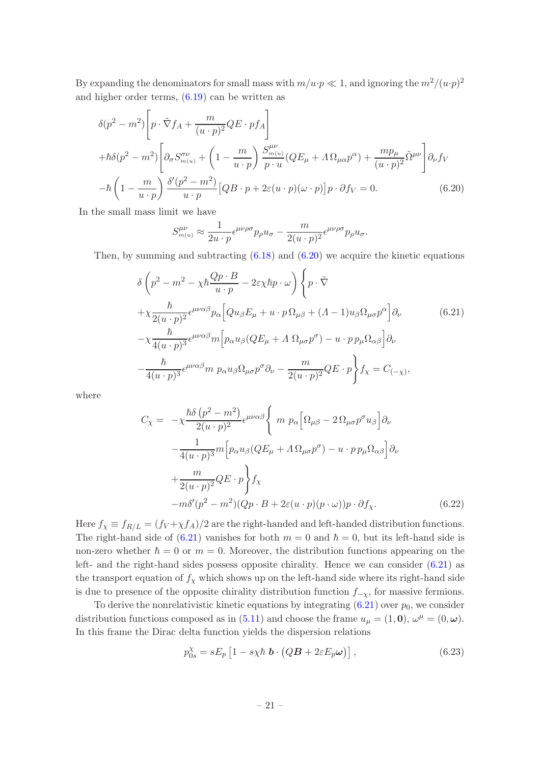By expanding the denominators for small mass with $m/u{\cdot}p \ll 1$, and ignoring the $m^2/(u{\cdot}p)^2$ and higher order terms, (6.19) can be written as

$$
\begin{aligned}
&\delta(p^2-m^2)\left[p\cdot\tilde{\nabla}f_A+\frac{m}{(u\cdot p)^2}QE\cdot p f_A\right]\\
&+\hbar\delta(p^2-m^2)\left[\partial_\sigma S^{\sigma\nu}_{m(u)}+\left(1-\frac{m}{u\cdot p}\right)\frac{S^{\mu\nu}_{m(u)}}{p\cdot u}(QE_\mu+\mathit{\Lambda}\,\Omega_{\mu\alpha}p^\alpha)+\frac{mp_\mu}{(u\cdot p)^2}\tilde{\Omega}^{\mu\nu}\right]\partial_\nu f_V\\
&-\hbar\left(1-\frac{m}{u\cdot p}\right)\frac{\delta'(p^2-m^2)}{u\cdot p}\big[QB\cdot p+2\varepsilon(u\cdot p)(\omega\cdot p)\big]p\cdot\partial f_V=0.
\end{aligned}
\tag{6.20}
$$

In the small mass limit we have

$$
S^{\mu\nu}_{m(u)}\approx\frac{1}{2u\cdot p}\epsilon^{\mu\nu\rho\sigma}p_\rho u_\sigma-\frac{m}{2(u\cdot p)^2}\epsilon^{\mu\nu\rho\sigma}p_\rho u_\sigma.
$$

Then, by summing and subtracting (6.18) and (6.20) we acquire the kinetic equations

$$
\begin{aligned}
&\delta\left(p^2-m^2-\chi\hbar\frac{Qp\cdot B}{u\cdot p}-2\varepsilon\chi\hbar p\cdot\omega\right)\Bigg\{p\cdot\tilde{\nabla}\\
&+\chi\frac{\hbar}{2(u\cdot p)^2}\epsilon^{\mu\nu\alpha\beta}p_\alpha\Big[Qu_\beta E_\mu+u\cdot p\,\Omega_{\mu\beta}+(\mathit{\Lambda}-1)u_\beta\Omega_{\mu\sigma}p^\alpha\Big]\partial_\nu\\
&-\chi\frac{\hbar}{4(u\cdot p)^3}\epsilon^{\mu\nu\alpha\beta}m\Big[p_\alpha u_\beta(QE_\mu+\mathit{\Lambda}\;\Omega_{\mu\sigma}p^\sigma)-u\cdot p\,p_\mu\Omega_{\alpha\beta}\Big]\partial_\nu\\
&-\frac{\hbar}{4(u\cdot p)^3}\epsilon^{\mu\nu\alpha\beta}m\;p_\alpha u_\beta\Omega_{\mu\sigma}p^\sigma\partial_\nu-\frac{m}{2(u\cdot p)^2}QE\cdot p\Bigg\}f_\chi=C_{(-\chi)},
\end{aligned}
\tag{6.21}
$$

where

$$
\begin{aligned}
C_\chi=\;&-\chi\frac{\hbar\delta\left(p^2-m^2\right)}{2(u\cdot p)^2}\epsilon^{\mu\nu\alpha\beta}\Bigg\{\;m\;p_\alpha\Big[\Omega_{\mu\beta}-2\,\Omega_{\mu\sigma}p^\sigma u_\beta\Big]\partial_\nu\\
&-\frac{1}{4(u\cdot p)^3}m\Big[p_\alpha u_\beta(QE_\mu+\mathit{\Lambda}\,\Omega_{\mu\sigma}p^\sigma)-u\cdot p\,p_\mu\Omega_{\alpha\beta}\Big]\partial_\nu\\
&+\frac{m}{2(u\cdot p)^2}QE\cdot p\Bigg\}f_\chi\\
&-m\delta'(p^2-m^2)(Qp\cdot B+2\varepsilon(u\cdot p)(p\cdot\omega))p\cdot\partial f_\chi.
\end{aligned}
\tag{6.22}
$$

Here $f_\chi\equiv f_{R/L}=(f_V{+}\chi f_A)/2$ are the right-handed and left-handed distribution functions. The right-hand side of (6.21) vanishes for both $m=0$ and $\hbar=0$, but its left-hand side is non-zero whether $\hbar=0$ or $m=0$. Moreover, the distribution functions appearing on the left- and the right-hand sides possess opposite chirality. Hence we can consider (6.21) as the transport equation of $f_\chi$ which shows up on the left-hand side where its right-hand side is due to presence of the opposite chirality distribution function $f_{-\chi}$, for massive fermions.

To derive the nonrelativistic kinetic equations by integrating (6.21) over $p_0$, we consider distribution functions composed as in (5.11) and choose the frame $u_\mu=(1,\mathbf{0})$, $\omega^\mu=(0,\boldsymbol{\omega})$. In this frame the Dirac delta function yields the dispersion relations

$$
p^\chi_{0s}=sE_p\left[1-s\chi\hbar\;\boldsymbol{b}\cdot\left(Q\boldsymbol{B}+2\varepsilon E_p\boldsymbol{\omega}\right)\right],
\tag{6.23}
$$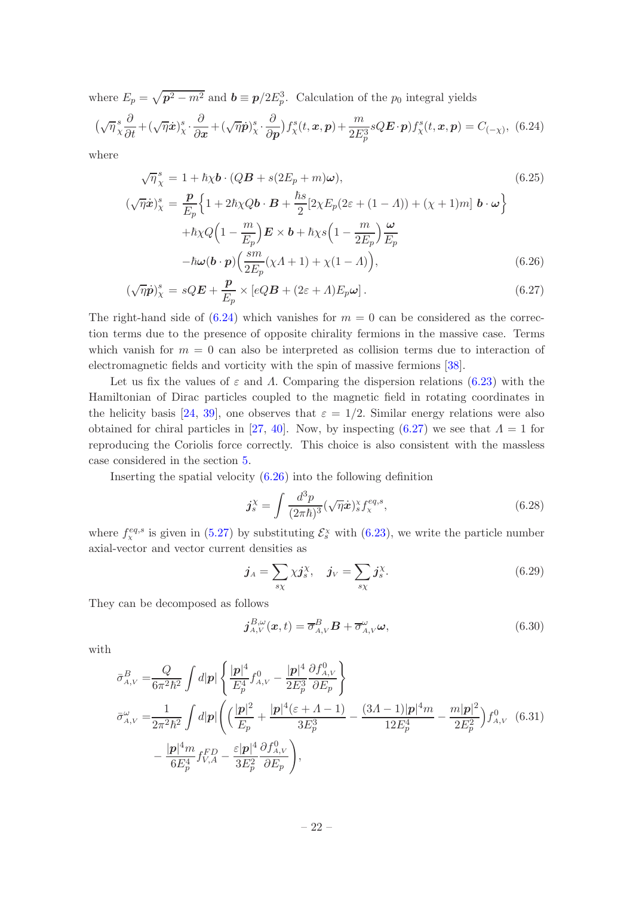where $E_p = \sqrt{\boldsymbol{p}^2 - m^2}$ and $\boldsymbol{b} \equiv \boldsymbol{p}/2E_p^3$. Calculation of the $p_0$ integral yields

$$\big(\sqrt{\eta}{}^s_\chi \frac{\partial}{\partial t} + (\sqrt{\eta}\dot{\boldsymbol{x}})^s_\chi \cdot \frac{\partial}{\partial \boldsymbol{x}} + (\sqrt{\eta}\dot{\boldsymbol{p}})^s_\chi \cdot \frac{\partial}{\partial \boldsymbol{p}}\big) f^s_\chi(t,\boldsymbol{x},\boldsymbol{p}) + \frac{m}{2E_p^3} sQ\boldsymbol{E}\cdot\boldsymbol{p}) f^s_\chi(t,\boldsymbol{x},\boldsymbol{p}) = C_{(-\chi)}, \quad (6.24)$$

where

$$\sqrt{\eta}{}^s_\chi = 1 + \hbar\chi \boldsymbol{b}\cdot(Q\boldsymbol{B} + s(2E_p + m)\boldsymbol{\omega}), \quad (6.25)$$

$$\begin{aligned}(\sqrt{\eta}\dot{\boldsymbol{x}})^s_\chi =& \frac{\boldsymbol{p}}{E_p}\Big\{1 + 2\hbar\chi Q\boldsymbol{b}\cdot\boldsymbol{B} + \frac{\hbar s}{2}[2\chi E_p(2\varepsilon + (1-\varLambda)) + (\chi+1)m]\ \boldsymbol{b}\cdot\boldsymbol{\omega}\Big\} \\ &+ \hbar\chi Q\Big(1 - \frac{m}{E_p}\Big)\boldsymbol{E}\times\boldsymbol{b} + \hbar\chi s\Big(1 - \frac{m}{2E_p}\Big)\frac{\boldsymbol{\omega}}{E_p} \\ &- \hbar\boldsymbol{\omega}(\boldsymbol{b}\cdot\boldsymbol{p})\Big(\frac{sm}{2E_p}(\chi\varLambda + 1) + \chi(1-\varLambda)\Big),\end{aligned} \quad (6.26)$$

$$(\sqrt{\eta}\dot{\boldsymbol{p}})^s_\chi = sQ\boldsymbol{E} + \frac{\boldsymbol{p}}{E_p}\times[eQ\boldsymbol{B} + (2\varepsilon + \varLambda)E_p\boldsymbol{\omega}]. \quad (6.27)$$

The right-hand side of (6.24) which vanishes for $m = 0$ can be considered as the correction terms due to the presence of opposite chirality fermions in the massive case. Terms which vanish for $m = 0$ can also be interpreted as collision terms due to interaction of electromagnetic fields and vorticity with the spin of massive fermions [38].

Let us fix the values of $\varepsilon$ and $\varLambda$. Comparing the dispersion relations (6.23) with the Hamiltonian of Dirac particles coupled to the magnetic field in rotating coordinates in the helicity basis [24, 39], one observes that $\varepsilon = 1/2$. Similar energy relations were also obtained for chiral particles in [27, 40]. Now, by inspecting (6.27) we see that $\varLambda = 1$ for reproducing the Coriolis force correctly. This choice is also consistent with the massless case considered in the section 5.

Inserting the spatial velocity (6.26) into the following definition

$$\boldsymbol{j}^\chi_s = \int \frac{d^3p}{(2\pi\hbar)^3}(\sqrt{\eta}\dot{\boldsymbol{x}})^\chi_s f^{eq,s}_\chi, \quad (6.28)$$

where $f^{eq,s}_\chi$ is given in (5.27) by substituting $\mathcal{E}^\chi_s$ with (6.23), we write the particle number axial-vector and vector current densities as

$$\boldsymbol{j}_A = \sum_{s\chi}\chi\boldsymbol{j}^\chi_s, \quad \boldsymbol{j}_V = \sum_{s\chi}\boldsymbol{j}^\chi_s. \quad (6.29)$$

They can be decomposed as follows

$$\boldsymbol{j}^{B,\omega}_{A,V}(\boldsymbol{x},t) = \overline{\sigma}^B_{A,V}\boldsymbol{B} + \overline{\sigma}^\omega_{A,V}\boldsymbol{\omega}, \quad (6.30)$$

with

$$\begin{aligned}\bar{\sigma}^B_{A,V} =& \frac{Q}{6\pi^2\hbar^2}\int d|\boldsymbol{p}|\left\{\frac{|\boldsymbol{p}|^4}{E_p^4}f^0_{A,V} - \frac{|\boldsymbol{p}|^4}{2E_p^3}\frac{\partial f^0_{A,V}}{\partial E_p}\right\} \\ \bar{\sigma}^\omega_{A,V} =& \frac{1}{2\pi^2\hbar^2}\int d|\boldsymbol{p}|\Bigg(\Big(\frac{|\boldsymbol{p}|^2}{E_p} + \frac{|\boldsymbol{p}|^4(\varepsilon+\varLambda-1)}{3E_p^3} - \frac{(3\varLambda-1)|\boldsymbol{p}|^4 m}{12E_p^4} - \frac{m|\boldsymbol{p}|^2}{2E_p^2}\Big)f^0_{A,V} \\ &- \frac{|\boldsymbol{p}|^4 m}{6E_p^4}f^{FD}_{V,A} - \frac{\varepsilon|\boldsymbol{p}|^4}{3E_p^2}\frac{\partial f^0_{A,V}}{\partial E_p}\Bigg),\end{aligned} \quad (6.31)$$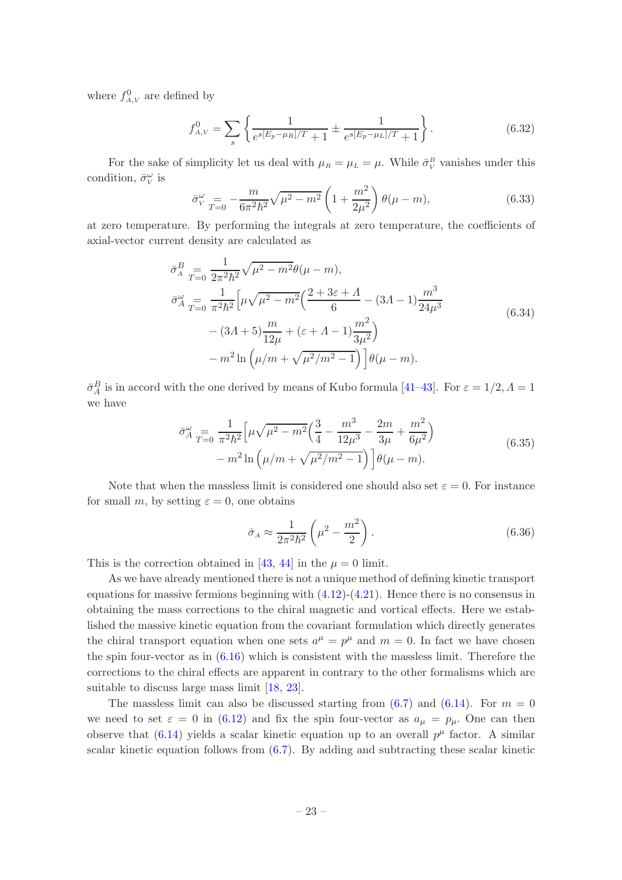where $f^0_{A,V}$ are defined by

$$f^0_{A,V} = \sum_s \left\{ \frac{1}{e^{s[E_p-\mu_R]/T}+1} \pm \frac{1}{e^{s[E_p-\mu_L]/T}+1} \right\}. \tag{6.32}$$

For the sake of simplicity let us deal with $\mu_R = \mu_L = \mu$. While $\bar{\sigma}^B_V$ vanishes under this condition, $\bar{\sigma}^\omega_V$ is

$$\bar{\sigma}^\omega_V \underset{T=0}{=} -\frac{m}{6\pi^2\hbar^2}\sqrt{\mu^2-m^2}\left(1+\frac{m^2}{2\mu^2}\right)\theta(\mu-m), \tag{6.33}$$

at zero temperature. By performing the integrals at zero temperature, the coefficients of axial-vector current density are calculated as

$$\begin{aligned}
\bar{\sigma}^B_A &\underset{T=0}{=} \frac{1}{2\pi^2\hbar^2}\sqrt{\mu^2-m^2}\theta(\mu-m), \\
\bar{\sigma}^\omega_A &\underset{T=0}{=} \frac{1}{\pi^2\hbar^2}\Big[\mu\sqrt{\mu^2-m^2}\Big(\frac{2+3\varepsilon+\Lambda}{6} - (3\Lambda-1)\frac{m^3}{24\mu^3} \\
&\quad - (3\Lambda+5)\frac{m}{12\mu} + (\varepsilon+\Lambda-1)\frac{m^2}{3\mu^2}\Big) \\
&\quad - m^2\ln\left(\mu/m+\sqrt{\mu^2/m^2-1}\right)\Big]\theta(\mu-m).
\end{aligned} \tag{6.34}$$

$\bar{\sigma}^B_A$ is in accord with the one derived by means of Kubo formula [41–43]. For $\varepsilon = 1/2, \Lambda = 1$ we have

$$\begin{aligned}
\bar{\sigma}^\omega_A \underset{T=0}{=} \frac{1}{\pi^2\hbar^2}\Big[&\mu\sqrt{\mu^2-m^2}\Big(\frac{3}{4} - \frac{m^3}{12\mu^3} - \frac{2m}{3\mu} + \frac{m^2}{6\mu^2}\Big) \\
&- m^2\ln\left(\mu/m+\sqrt{\mu^2/m^2-1}\right)\Big]\theta(\mu-m).
\end{aligned} \tag{6.35}$$

Note that when the massless limit is considered one should also set $\varepsilon = 0$. For instance for small $m$, by setting $\varepsilon = 0$, one obtains

$$\bar{\sigma}_A \approx \frac{1}{2\pi^2\hbar^2}\left(\mu^2 - \frac{m^2}{2}\right). \tag{6.36}$$

This is the correction obtained in [43, 44] in the $\mu = 0$ limit.

As we have already mentioned there is not a unique method of defining kinetic transport equations for massive fermions beginning with (4.12)-(4.21). Hence there is no consensus in obtaining the mass corrections to the chiral magnetic and vortical effects. Here we established the massive kinetic equation from the covariant formulation which directly generates the chiral transport equation when one sets $a^\mu = p^\mu$ and $m = 0$. In fact we have chosen the spin four-vector as in (6.16) which is consistent with the massless limit. Therefore the corrections to the chiral effects are apparent in contrary to the other formalisms which are suitable to discuss large mass limit [18, 23].

The massless limit can also be discussed starting from (6.7) and (6.14). For $m = 0$ we need to set $\varepsilon = 0$ in (6.12) and fix the spin four-vector as $a_\mu = p_\mu$. One can then observe that (6.14) yields a scalar kinetic equation up to an overall $p^\mu$ factor. A similar scalar kinetic equation follows from (6.7). By adding and subtracting these scalar kinetic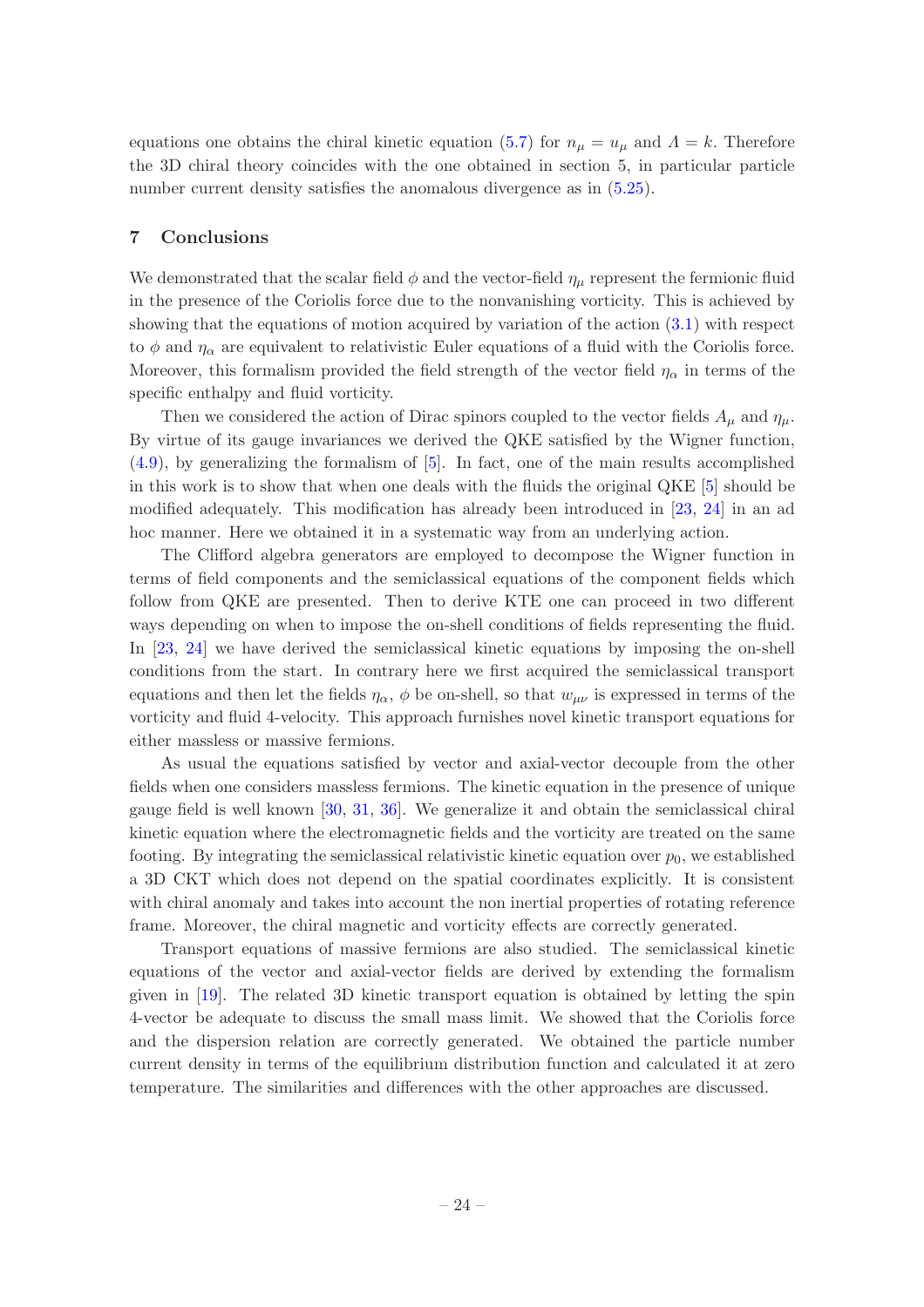equations one obtains the chiral kinetic equation (5.7) for $n_\mu = u_\mu$ and $\Lambda = k$. Therefore the 3D chiral theory coincides with the one obtained in section 5, in particular particle number current density satisfies the anomalous divergence as in (5.25).

## 7 Conclusions

We demonstrated that the scalar field $\phi$ and the vector-field $\eta_\mu$ represent the fermionic fluid in the presence of the Coriolis force due to the nonvanishing vorticity. This is achieved by showing that the equations of motion acquired by variation of the action (3.1) with respect to $\phi$ and $\eta_\alpha$ are equivalent to relativistic Euler equations of a fluid with the Coriolis force. Moreover, this formalism provided the field strength of the vector field $\eta_\alpha$ in terms of the specific enthalpy and fluid vorticity.

Then we considered the action of Dirac spinors coupled to the vector fields $A_\mu$ and $\eta_\mu$. By virtue of its gauge invariances we derived the QKE satisfied by the Wigner function, (4.9), by generalizing the formalism of [5]. In fact, one of the main results accomplished in this work is to show that when one deals with the fluids the original QKE [5] should be modified adequately. This modification has already been introduced in [23, 24] in an ad hoc manner. Here we obtained it in a systematic way from an underlying action.

The Clifford algebra generators are employed to decompose the Wigner function in terms of field components and the semiclassical equations of the component fields which follow from QKE are presented. Then to derive KTE one can proceed in two different ways depending on when to impose the on-shell conditions of fields representing the fluid. In [23, 24] we have derived the semiclassical kinetic equations by imposing the on-shell conditions from the start. In contrary here we first acquired the semiclassical transport equations and then let the fields $\eta_\alpha$, $\phi$ be on-shell, so that $w_{\mu\nu}$ is expressed in terms of the vorticity and fluid 4-velocity. This approach furnishes novel kinetic transport equations for either massless or massive fermions.

As usual the equations satisfied by vector and axial-vector decouple from the other fields when one considers massless fermions. The kinetic equation in the presence of unique gauge field is well known [30, 31, 36]. We generalize it and obtain the semiclassical chiral kinetic equation where the electromagnetic fields and the vorticity are treated on the same footing. By integrating the semiclassical relativistic kinetic equation over $p_0$, we established a 3D CKT which does not depend on the spatial coordinates explicitly. It is consistent with chiral anomaly and takes into account the non inertial properties of rotating reference frame. Moreover, the chiral magnetic and vorticity effects are correctly generated.

Transport equations of massive fermions are also studied. The semiclassical kinetic equations of the vector and axial-vector fields are derived by extending the formalism given in [19]. The related 3D kinetic transport equation is obtained by letting the spin 4-vector be adequate to discuss the small mass limit. We showed that the Coriolis force and the dispersion relation are correctly generated. We obtained the particle number current density in terms of the equilibrium distribution function and calculated it at zero temperature. The similarities and differences with the other approaches are discussed.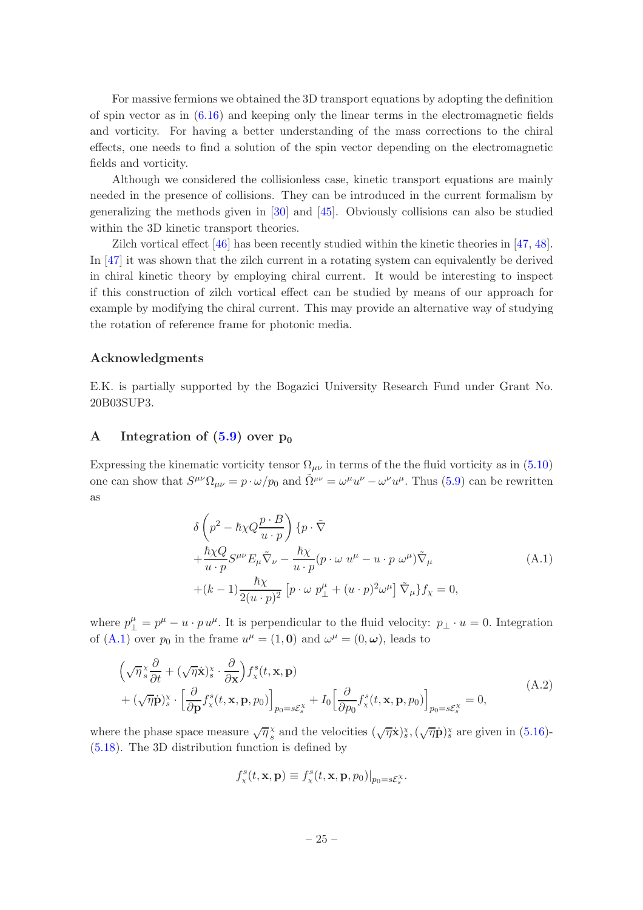For massive fermions we obtained the 3D transport equations by adopting the definition of spin vector as in (6.16) and keeping only the linear terms in the electromagnetic fields and vorticity. For having a better understanding of the mass corrections to the chiral effects, one needs to find a solution of the spin vector depending on the electromagnetic fields and vorticity.

Although we considered the collisionless case, kinetic transport equations are mainly needed in the presence of collisions. They can be introduced in the current formalism by generalizing the methods given in [30] and [45]. Obviously collisions can also be studied within the 3D kinetic transport theories.

Zilch vortical effect [46] has been recently studied within the kinetic theories in [47, 48]. In [47] it was shown that the zilch current in a rotating system can equivalently be derived in chiral kinetic theory by employing chiral current. It would be interesting to inspect if this construction of zilch vortical effect can be studied by means of our approach for example by modifying the chiral current. This may provide an alternative way of studying the rotation of reference frame for photonic media.

## Acknowledgments

E.K. is partially supported by the Bogazici University Research Fund under Grant No. 20B03SUP3.

## A Integration of (5.9) over $\mathbf{p_0}$

Expressing the kinematic vorticity tensor $\Omega_{\mu\nu}$ in terms of the the fluid vorticity as in (5.10) one can show that $S^{\mu\nu}\Omega_{\mu\nu} = p\cdot\omega/p_0$ and $\tilde{\Omega}^{\mu\nu} = \omega^\mu u^\nu - \omega^\nu u^\mu$. Thus (5.9) can be rewritten as

$$
\begin{aligned}
&\delta\left(p^2 - \hbar\chi Q\frac{p\cdot B}{u\cdot p}\right)\{p\cdot\tilde{\nabla} \\
&+\frac{\hbar\chi Q}{u\cdot p}S^{\mu\nu}E_\mu\tilde{\nabla}_\nu - \frac{\hbar\chi}{u\cdot p}(p\cdot\omega\; u^\mu - u\cdot p\;\omega^\mu)\tilde{\nabla}_\mu \\
&+(k-1)\frac{\hbar\chi}{2(u\cdot p)^2}\left[p\cdot\omega\; p_\perp^\mu + (u\cdot p)^2\omega^\mu\right]\tilde{\nabla}_\mu\}f_\chi = 0,
\end{aligned}
\tag{A.1}
$$

where $p_\perp^\mu = p^\mu - u\cdot p\,u^\mu$. It is perpendicular to the fluid velocity: $p_\perp\cdot u = 0$. Integration of (A.1) over $p_0$ in the frame $u^\mu = (1,\mathbf{0})$ and $\omega^\mu = (0,\boldsymbol{\omega})$, leads to

$$
\begin{aligned}
&\left(\sqrt{\eta}\,{}^{\chi}_{s}\frac{\partial}{\partial t} + (\sqrt{\eta}\dot{\mathbf{x}})^{\chi}_{s}\cdot\frac{\partial}{\partial\mathbf{x}}\right)f^s_\chi(t,\mathbf{x},\mathbf{p}) \\
&+(\sqrt{\eta}\dot{\mathbf{p}})^{\chi}_{s}\cdot\left[\frac{\partial}{\partial\mathbf{p}}f^s_\chi(t,\mathbf{x},\mathbf{p},p_0)\right]_{p_0=s\mathcal{E}^\chi_s} + I_0\left[\frac{\partial}{\partial p_0}f^s_\chi(t,\mathbf{x},\mathbf{p},p_0)\right]_{p_0=s\mathcal{E}^\chi_s} = 0,
\end{aligned}
\tag{A.2}
$$

where the phase space measure $\sqrt{\eta}\,{}^{\chi}_{s}$ and the velocities $(\sqrt{\eta}\dot{\mathbf{x}})^{\chi}_{s}, (\sqrt{\eta}\dot{\mathbf{p}})^{\chi}_{s}$ are given in (5.16)-(5.18). The 3D distribution function is defined by

$$
f^s_\chi(t,\mathbf{x},\mathbf{p}) \equiv f^s_\chi(t,\mathbf{x},\mathbf{p},p_0)\big|_{p_0=s\mathcal{E}^\chi_s}.
$$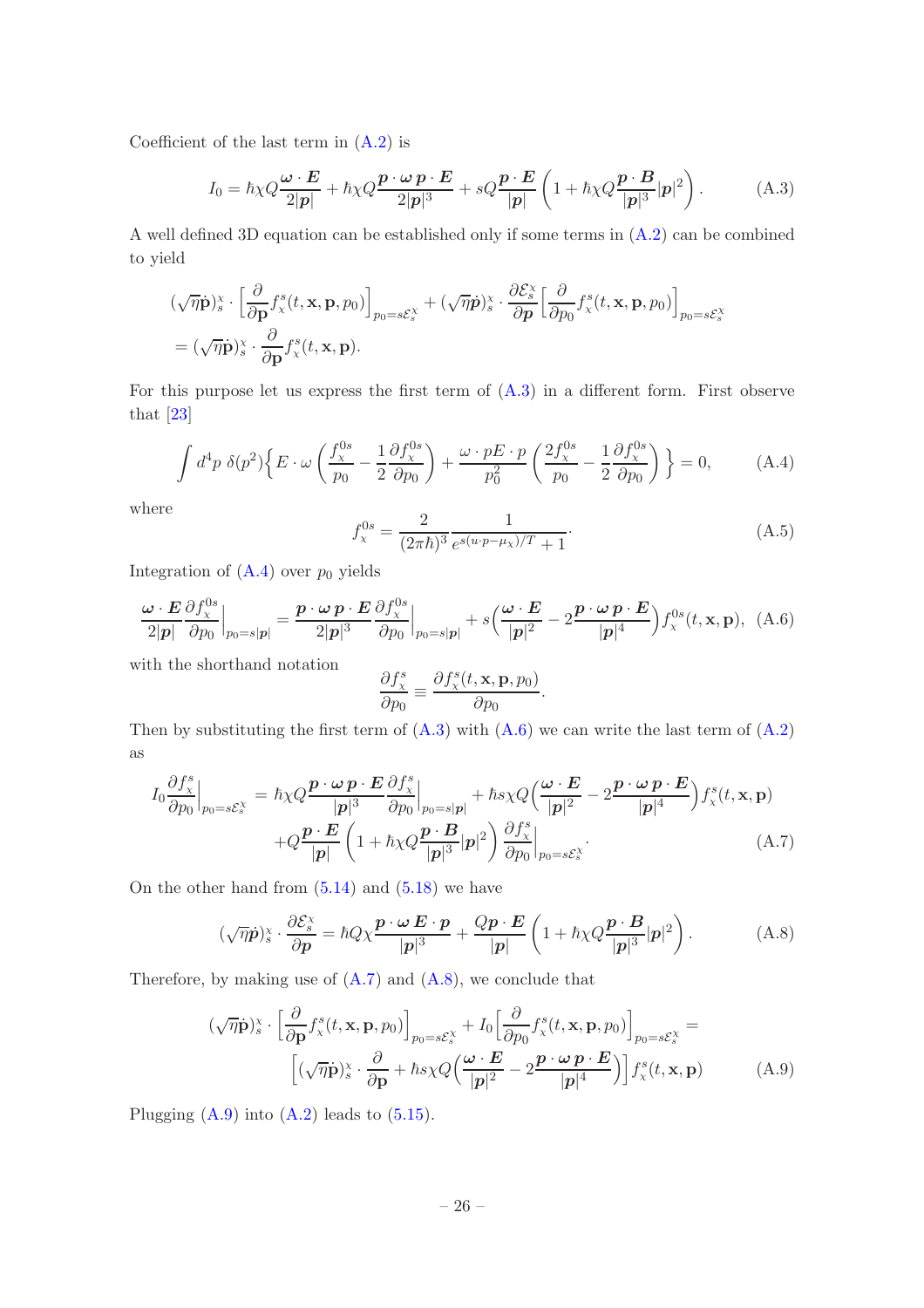Coefficient of the last term in (A.2) is

$$I_0 = \hbar\chi Q\frac{\boldsymbol{\omega}\cdot\boldsymbol{E}}{2|\boldsymbol{p}|} + \hbar\chi Q\frac{\boldsymbol{p}\cdot\boldsymbol{\omega}\,\boldsymbol{p}\cdot\boldsymbol{E}}{2|\boldsymbol{p}|^3} + sQ\frac{\boldsymbol{p}\cdot\boldsymbol{E}}{|\boldsymbol{p}|}\left(1+\hbar\chi Q\frac{\boldsymbol{p}\cdot\boldsymbol{B}}{|\boldsymbol{p}|^3}|\boldsymbol{p}|^2\right). \tag{A.3}$$

A well defined 3D equation can be established only if some terms in (A.2) can be combined to yield

$$\begin{aligned}
&(\sqrt{\eta}\dot{\mathbf{p}})^{\chi}_s\cdot\left[\frac{\partial}{\partial\mathbf{p}}f^s_\chi(t,\mathbf{x},\mathbf{p},p_0)\right]_{p_0=s\mathcal{E}^\chi_s} + (\sqrt{\eta}\dot{\boldsymbol{p}})^{\chi}_s\cdot\frac{\partial\mathcal{E}^\chi_s}{\partial\boldsymbol{p}}\left[\frac{\partial}{\partial p_0}f^s_\chi(t,\mathbf{x},\mathbf{p},p_0)\right]_{p_0=s\mathcal{E}^\chi_s}\\
&=(\sqrt{\eta}\dot{\mathbf{p}})^{\chi}_s\cdot\frac{\partial}{\partial\mathbf{p}}f^s_\chi(t,\mathbf{x},\mathbf{p}).
\end{aligned}$$

For this purpose let us express the first term of (A.3) in a different form. First observe that [23]

$$\int d^4p\;\delta(p^2)\Big\{E\cdot\omega\left(\frac{f^{0s}_\chi}{p_0}-\frac{1}{2}\frac{\partial f^{0s}_\chi}{\partial p_0}\right)+\frac{\omega\cdot pE\cdot p}{p_0^2}\left(\frac{2f^{0s}_\chi}{p_0}-\frac{1}{2}\frac{\partial f^{0s}_\chi}{\partial p_0}\right)\Big\}=0, \tag{A.4}$$

where

$$f^{0s}_\chi=\frac{2}{(2\pi\hbar)^3}\frac{1}{e^{s(u\cdot p-\mu_\chi)/T}+1}. \tag{A.5}$$

Integration of (A.4) over $p_0$ yields

$$\frac{\boldsymbol{\omega}\cdot\boldsymbol{E}}{2|\boldsymbol{p}|}\frac{\partial f^{0s}_\chi}{\partial p_0}\Big|_{p_0=s|\boldsymbol{p}|}=\frac{\boldsymbol{p}\cdot\boldsymbol{\omega}\,\boldsymbol{p}\cdot\boldsymbol{E}}{2|\boldsymbol{p}|^3}\frac{\partial f^{0s}_\chi}{\partial p_0}\Big|_{p_0=s|\boldsymbol{p}|}+s\Big(\frac{\boldsymbol{\omega}\cdot\boldsymbol{E}}{|\boldsymbol{p}|^2}-2\frac{\boldsymbol{p}\cdot\boldsymbol{\omega}\,\boldsymbol{p}\cdot\boldsymbol{E}}{|\boldsymbol{p}|^4}\Big)f^{0s}_\chi(t,\mathbf{x},\mathbf{p}), \tag{A.6}$$

with the shorthand notation

$$\frac{\partial f^s_\chi}{\partial p_0}\equiv\frac{\partial f^s_\chi(t,\mathbf{x},\mathbf{p},p_0)}{\partial p_0}.$$

Then by substituting the first term of (A.3) with (A.6) we can write the last term of (A.2) as

$$\begin{aligned}
I_0\frac{\partial f^s_\chi}{\partial p_0}\Big|_{p_0=s\mathcal{E}^\chi_s}&=\hbar\chi Q\frac{\boldsymbol{p}\cdot\boldsymbol{\omega}\,\boldsymbol{p}\cdot\boldsymbol{E}}{|\boldsymbol{p}|^3}\frac{\partial f^s_\chi}{\partial p_0}\Big|_{p_0=s|\boldsymbol{p}|}+\hbar s\chi Q\Big(\frac{\boldsymbol{\omega}\cdot\boldsymbol{E}}{|\boldsymbol{p}|^2}-2\frac{\boldsymbol{p}\cdot\boldsymbol{\omega}\,\boldsymbol{p}\cdot\boldsymbol{E}}{|\boldsymbol{p}|^4}\Big)f^s_\chi(t,\mathbf{x},\mathbf{p})\\
&+Q\frac{\boldsymbol{p}\cdot\boldsymbol{E}}{|\boldsymbol{p}|}\left(1+\hbar\chi Q\frac{\boldsymbol{p}\cdot\boldsymbol{B}}{|\boldsymbol{p}|^3}|\boldsymbol{p}|^2\right)\frac{\partial f^s_\chi}{\partial p_0}\Big|_{p_0=s\mathcal{E}^\chi_s}.
\end{aligned} \tag{A.7}$$

On the other hand from (5.14) and (5.18) we have

$$(\sqrt{\eta}\dot{\boldsymbol{p}})^\chi_s\cdot\frac{\partial\mathcal{E}^\chi_s}{\partial\boldsymbol{p}}=\hbar Q\chi\frac{\boldsymbol{p}\cdot\boldsymbol{\omega}\,\boldsymbol{E}\cdot\boldsymbol{p}}{|\boldsymbol{p}|^3}+\frac{Q\boldsymbol{p}\cdot\boldsymbol{E}}{|\boldsymbol{p}|}\left(1+\hbar\chi Q\frac{\boldsymbol{p}\cdot\boldsymbol{B}}{|\boldsymbol{p}|^3}|\boldsymbol{p}|^2\right). \tag{A.8}$$

Therefore, by making use of (A.7) and (A.8), we conclude that

$$\begin{aligned}
&(\sqrt{\eta}\dot{\mathbf{p}})^\chi_s\cdot\left[\frac{\partial}{\partial\mathbf{p}}f^s_\chi(t,\mathbf{x},\mathbf{p},p_0)\right]_{p_0=s\mathcal{E}^\chi_s}+I_0\Big[\frac{\partial}{\partial p_0}f^s_\chi(t,\mathbf{x},\mathbf{p},p_0)\Big]_{p_0=s\mathcal{E}^\chi_s}=\\
&\qquad\Big[(\sqrt{\eta}\dot{\mathbf{p}})^\chi_s\cdot\frac{\partial}{\partial\mathbf{p}}+\hbar s\chi Q\Big(\frac{\boldsymbol{\omega}\cdot\boldsymbol{E}}{|\boldsymbol{p}|^2}-2\frac{\boldsymbol{p}\cdot\boldsymbol{\omega}\,\boldsymbol{p}\cdot\boldsymbol{E}}{|\boldsymbol{p}|^4}\Big)\Big]f^s_\chi(t,\mathbf{x},\mathbf{p})
\end{aligned} \tag{A.9}$$

Plugging (A.9) into (A.2) leads to (5.15).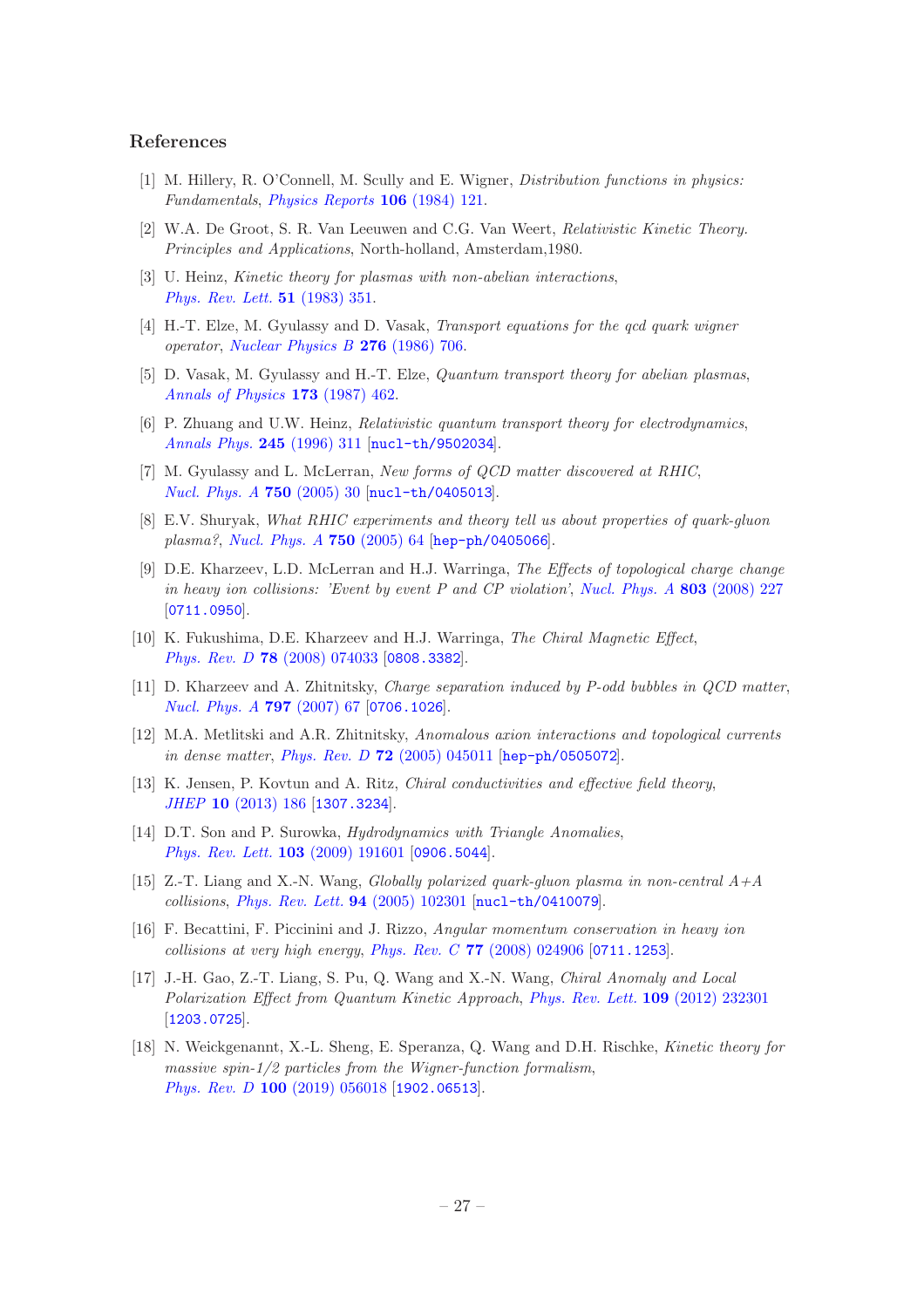## References

[1] M. Hillery, R. O'Connell, M. Scully and E. Wigner, *Distribution functions in physics: Fundamentals*, *Physics Reports* **106** (1984) 121.

[2] W.A. De Groot, S. R. Van Leeuwen and C.G. Van Weert, *Relativistic Kinetic Theory. Principles and Applications*, North-holland, Amsterdam,1980.

[3] U. Heinz, *Kinetic theory for plasmas with non-abelian interactions*, *Phys. Rev. Lett.* **51** (1983) 351.

[4] H.-T. Elze, M. Gyulassy and D. Vasak, *Transport equations for the qcd quark wigner operator*, *Nuclear Physics B* **276** (1986) 706.

[5] D. Vasak, M. Gyulassy and H.-T. Elze, *Quantum transport theory for abelian plasmas*, *Annals of Physics* **173** (1987) 462.

[6] P. Zhuang and U.W. Heinz, *Relativistic quantum transport theory for electrodynamics*, *Annals Phys.* **245** (1996) 311 [nucl-th/9502034].

[7] M. Gyulassy and L. McLerran, *New forms of QCD matter discovered at RHIC*, *Nucl. Phys. A* **750** (2005) 30 [nucl-th/0405013].

[8] E.V. Shuryak, *What RHIC experiments and theory tell us about properties of quark-gluon plasma?*, *Nucl. Phys. A* **750** (2005) 64 [hep-ph/0405066].

[9] D.E. Kharzeev, L.D. McLerran and H.J. Warringa, *The Effects of topological charge change in heavy ion collisions: 'Event by event P and CP violation'*, *Nucl. Phys. A* **803** (2008) 227 [0711.0950].

[10] K. Fukushima, D.E. Kharzeev and H.J. Warringa, *The Chiral Magnetic Effect*, *Phys. Rev. D* **78** (2008) 074033 [0808.3382].

[11] D. Kharzeev and A. Zhitnitsky, *Charge separation induced by P-odd bubbles in QCD matter*, *Nucl. Phys. A* **797** (2007) 67 [0706.1026].

[12] M.A. Metlitski and A.R. Zhitnitsky, *Anomalous axion interactions and topological currents in dense matter*, *Phys. Rev. D* **72** (2005) 045011 [hep-ph/0505072].

[13] K. Jensen, P. Kovtun and A. Ritz, *Chiral conductivities and effective field theory*, *JHEP* **10** (2013) 186 [1307.3234].

[14] D.T. Son and P. Surowka, *Hydrodynamics with Triangle Anomalies*, *Phys. Rev. Lett.* **103** (2009) 191601 [0906.5044].

[15] Z.-T. Liang and X.-N. Wang, *Globally polarized quark-gluon plasma in non-central A+A collisions*, *Phys. Rev. Lett.* **94** (2005) 102301 [nucl-th/0410079].

[16] F. Becattini, F. Piccinini and J. Rizzo, *Angular momentum conservation in heavy ion collisions at very high energy*, *Phys. Rev. C* **77** (2008) 024906 [0711.1253].

[17] J.-H. Gao, Z.-T. Liang, S. Pu, Q. Wang and X.-N. Wang, *Chiral Anomaly and Local Polarization Effect from Quantum Kinetic Approach*, *Phys. Rev. Lett.* **109** (2012) 232301 [1203.0725].

[18] N. Weickgenannt, X.-L. Sheng, E. Speranza, Q. Wang and D.H. Rischke, *Kinetic theory for massive spin-1/2 particles from the Wigner-function formalism*, *Phys. Rev. D* **100** (2019) 056018 [1902.06513].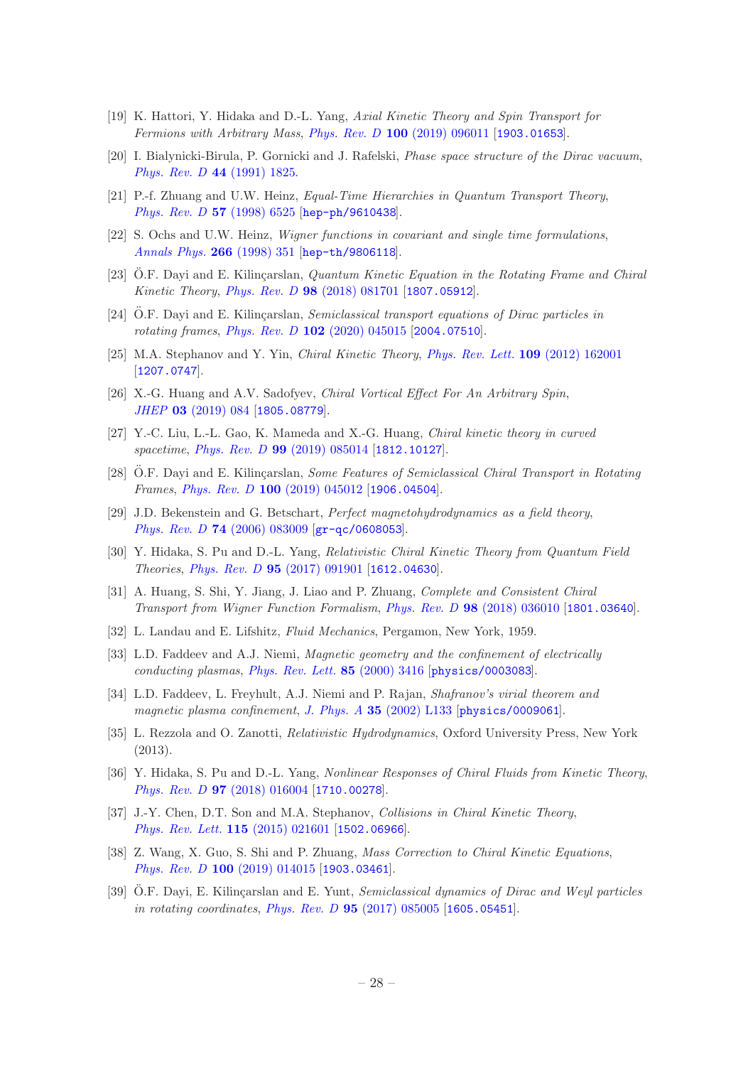[19] K. Hattori, Y. Hidaka and D.-L. Yang, *Axial Kinetic Theory and Spin Transport for Fermions with Arbitrary Mass*, *Phys. Rev. D* **100** (2019) 096011 [1903.01653].

[20] I. Bialynicki-Birula, P. Gornicki and J. Rafelski, *Phase space structure of the Dirac vacuum*, *Phys. Rev. D* **44** (1991) 1825.

[21] P.-f. Zhuang and U.W. Heinz, *Equal-Time Hierarchies in Quantum Transport Theory*, *Phys. Rev. D* **57** (1998) 6525 [hep-ph/9610438].

[22] S. Ochs and U.W. Heinz, *Wigner functions in covariant and single time formulations*, *Annals Phys.* **266** (1998) 351 [hep-th/9806118].

[23] Ö.F. Dayi and E. Kilinçarslan, *Quantum Kinetic Equation in the Rotating Frame and Chiral Kinetic Theory*, *Phys. Rev. D* **98** (2018) 081701 [1807.05912].

[24] Ö.F. Dayi and E. Kilinçarslan, *Semiclassical transport equations of Dirac particles in rotating frames*, *Phys. Rev. D* **102** (2020) 045015 [2004.07510].

[25] M.A. Stephanov and Y. Yin, *Chiral Kinetic Theory*, *Phys. Rev. Lett.* **109** (2012) 162001 [1207.0747].

[26] X.-G. Huang and A.V. Sadofyev, *Chiral Vortical Effect For An Arbitrary Spin*, *JHEP* **03** (2019) 084 [1805.08779].

[27] Y.-C. Liu, L.-L. Gao, K. Mameda and X.-G. Huang, *Chiral kinetic theory in curved spacetime*, *Phys. Rev. D* **99** (2019) 085014 [1812.10127].

[28] Ö.F. Dayi and E. Kilinçarslan, *Some Features of Semiclassical Chiral Transport in Rotating Frames*, *Phys. Rev. D* **100** (2019) 045012 [1906.04504].

[29] J.D. Bekenstein and G. Betschart, *Perfect magnetohydrodynamics as a field theory*, *Phys. Rev. D* **74** (2006) 083009 [gr-qc/0608053].

[30] Y. Hidaka, S. Pu and D.-L. Yang, *Relativistic Chiral Kinetic Theory from Quantum Field Theories*, *Phys. Rev. D* **95** (2017) 091901 [1612.04630].

[31] A. Huang, S. Shi, Y. Jiang, J. Liao and P. Zhuang, *Complete and Consistent Chiral Transport from Wigner Function Formalism*, *Phys. Rev. D* **98** (2018) 036010 [1801.03640].

[32] L. Landau and E. Lifshitz, *Fluid Mechanics*, Pergamon, New York, 1959.

[33] L.D. Faddeev and A.J. Niemi, *Magnetic geometry and the confinement of electrically conducting plasmas*, *Phys. Rev. Lett.* **85** (2000) 3416 [physics/0003083].

[34] L.D. Faddeev, L. Freyhult, A.J. Niemi and P. Rajan, *Shafranov's virial theorem and magnetic plasma confinement*, *J. Phys. A* **35** (2002) L133 [physics/0009061].

[35] L. Rezzola and O. Zanotti, *Relativistic Hydrodynamics*, Oxford University Press, New York (2013).

[36] Y. Hidaka, S. Pu and D.-L. Yang, *Nonlinear Responses of Chiral Fluids from Kinetic Theory*, *Phys. Rev. D* **97** (2018) 016004 [1710.00278].

[37] J.-Y. Chen, D.T. Son and M.A. Stephanov, *Collisions in Chiral Kinetic Theory*, *Phys. Rev. Lett.* **115** (2015) 021601 [1502.06966].

[38] Z. Wang, X. Guo, S. Shi and P. Zhuang, *Mass Correction to Chiral Kinetic Equations*, *Phys. Rev. D* **100** (2019) 014015 [1903.03461].

[39] Ö.F. Dayi, E. Kilinçarslan and E. Yunt, *Semiclassical dynamics of Dirac and Weyl particles in rotating coordinates*, *Phys. Rev. D* **95** (2017) 085005 [1605.05451].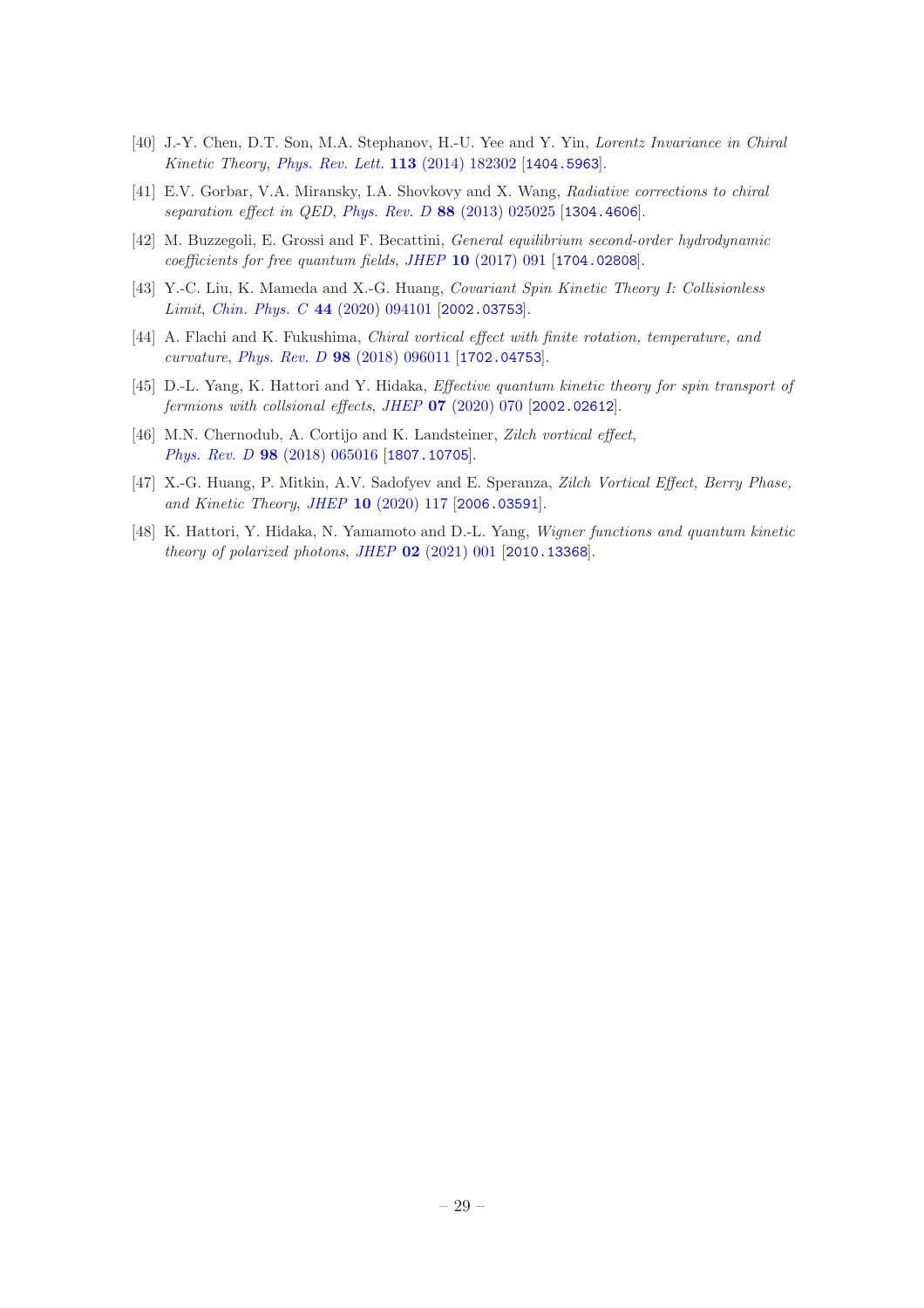[40] J.-Y. Chen, D.T. Son, M.A. Stephanov, H.-U. Yee and Y. Yin, *Lorentz Invariance in Chiral Kinetic Theory*, *Phys. Rev. Lett.* **113** (2014) 182302 [1404.5963].

[41] E.V. Gorbar, V.A. Miransky, I.A. Shovkovy and X. Wang, *Radiative corrections to chiral separation effect in QED*, *Phys. Rev. D* **88** (2013) 025025 [1304.4606].

[42] M. Buzzegoli, E. Grossi and F. Becattini, *General equilibrium second-order hydrodynamic coefficients for free quantum fields*, *JHEP* **10** (2017) 091 [1704.02808].

[43] Y.-C. Liu, K. Mameda and X.-G. Huang, *Covariant Spin Kinetic Theory I: Collisionless Limit*, *Chin. Phys. C* **44** (2020) 094101 [2002.03753].

[44] A. Flachi and K. Fukushima, *Chiral vortical effect with finite rotation, temperature, and curvature*, *Phys. Rev. D* **98** (2018) 096011 [1702.04753].

[45] D.-L. Yang, K. Hattori and Y. Hidaka, *Effective quantum kinetic theory for spin transport of fermions with collsional effects*, *JHEP* **07** (2020) 070 [2002.02612].

[46] M.N. Chernodub, A. Cortijo and K. Landsteiner, *Zilch vortical effect*, *Phys. Rev. D* **98** (2018) 065016 [1807.10705].

[47] X.-G. Huang, P. Mitkin, A.V. Sadofyev and E. Speranza, *Zilch Vortical Effect, Berry Phase, and Kinetic Theory*, *JHEP* **10** (2020) 117 [2006.03591].

[48] K. Hattori, Y. Hidaka, N. Yamamoto and D.-L. Yang, *Wigner functions and quantum kinetic theory of polarized photons*, *JHEP* **02** (2021) 001 [2010.13368].